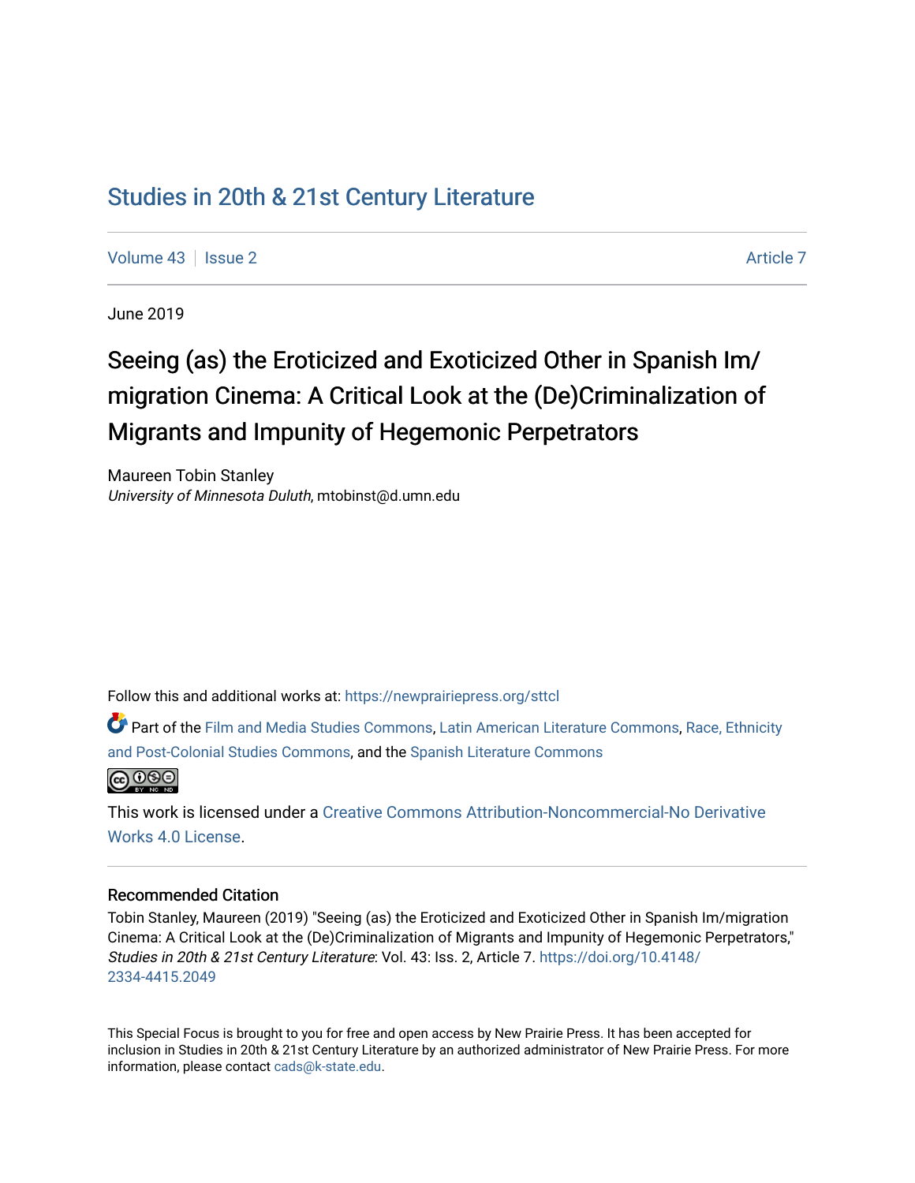# Studies in 20th & 21st Century Literature

Volume 43 | Issue 2 | Article 7

June 2019

## Seeing (as) the Eroticized and Exoticized Other in Spanish Im/migration Cinema: A Critical Look at the (De)Criminalization of Migrants and Impunity of Hegemonic Perpetrators

Maureen Tobin Stanley
*University of Minnesota Duluth*, mtobinst@d.umn.edu

Follow this and additional works at: https://newprairiepress.org/sttcl

Part of the Film and Media Studies Commons, Latin American Literature Commons, Race, Ethnicity and Post-Colonial Studies Commons, and the Spanish Literature Commons

This work is licensed under a Creative Commons Attribution-Noncommercial-No Derivative Works 4.0 License.

### Recommended Citation

Tobin Stanley, Maureen (2019) "Seeing (as) the Eroticized and Exoticized Other in Spanish Im/migration Cinema: A Critical Look at the (De)Criminalization of Migrants and Impunity of Hegemonic Perpetrators," *Studies in 20th & 21st Century Literature*: Vol. 43: Iss. 2, Article 7. https://doi.org/10.4148/2334-4415.2049

This Special Focus is brought to you for free and open access by New Prairie Press. It has been accepted for inclusion in Studies in 20th & 21st Century Literature by an authorized administrator of New Prairie Press. For more information, please contact cads@k-state.edu.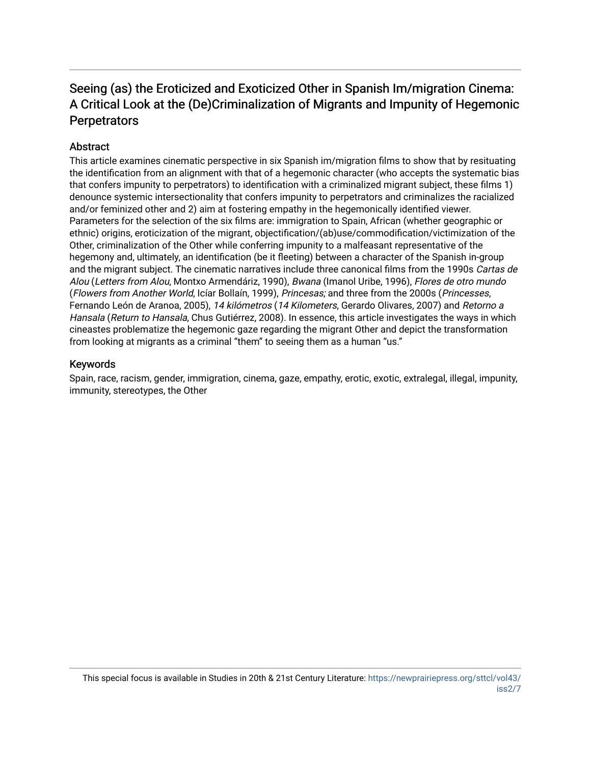# Seeing (as) the Eroticized and Exoticized Other in Spanish Im/migration Cinema: A Critical Look at the (De)Criminalization of Migrants and Impunity of Hegemonic Perpetrators

## Abstract

This article examines cinematic perspective in six Spanish im/migration films to show that by resituating the identification from an alignment with that of a hegemonic character (who accepts the systematic bias that confers impunity to perpetrators) to identification with a criminalized migrant subject, these films 1) denounce systemic intersectionality that confers impunity to perpetrators and criminalizes the racialized and/or feminized other and 2) aim at fostering empathy in the hegemonically identified viewer. Parameters for the selection of the six films are: immigration to Spain, African (whether geographic or ethnic) origins, eroticization of the migrant, objectification/(ab)use/commodification/victimization of the Other, criminalization of the Other while conferring impunity to a malfeasant representative of the hegemony and, ultimately, an identification (be it fleeting) between a character of the Spanish in-group and the migrant subject. The cinematic narratives include three canonical films from the 1990s *Cartas de Alou* (*Letters from Alou*, Montxo Armendáriz, 1990), *Bwana* (Imanol Uribe, 1996), *Flores de otro mundo* (*Flowers from Another World*, Icíar Bollaín, 1999), *Princesas;* and three from the 2000s (*Princesses*, Fernando León de Aranoa, 2005), *14 kilómetros* (*14 Kilometers*, Gerardo Olivares, 2007) and *Retorno a Hansala* (*Return to Hansala*, Chus Gutiérrez, 2008). In essence, this article investigates the ways in which cineastes problematize the hegemonic gaze regarding the migrant Other and depict the transformation from looking at migrants as a criminal "them" to seeing them as a human "us."

## Keywords

Spain, race, racism, gender, immigration, cinema, gaze, empathy, erotic, exotic, extralegal, illegal, impunity, immunity, stereotypes, the Other

This special focus is available in Studies in 20th & 21st Century Literature: https://newprairiepress.org/sttcl/vol43/iss2/7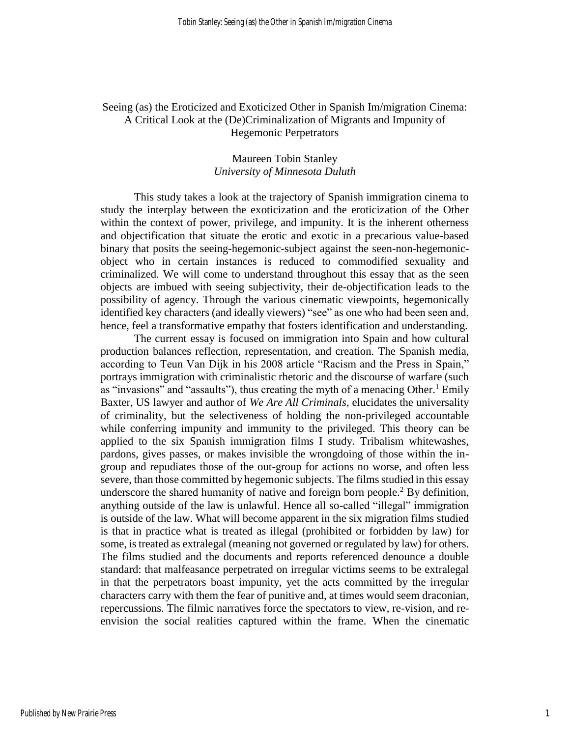# Seeing (as) the Eroticized and Exoticized Other in Spanish Im/migration Cinema: A Critical Look at the (De)Criminalization of Migrants and Impunity of Hegemonic Perpetrators

Maureen Tobin Stanley
*University of Minnesota Duluth*

This study takes a look at the trajectory of Spanish immigration cinema to study the interplay between the exoticization and the eroticization of the Other within the context of power, privilege, and impunity. It is the inherent otherness and objectification that situate the erotic and exotic in a precarious value-based binary that posits the seeing-hegemonic-subject against the seen-non-hegemonic-object who in certain instances is reduced to commodified sexuality and criminalized. We will come to understand throughout this essay that as the seen objects are imbued with seeing subjectivity, their de-objectification leads to the possibility of agency. Through the various cinematic viewpoints, hegemonically identified key characters (and ideally viewers) "see" as one who had been seen and, hence, feel a transformative empathy that fosters identification and understanding.

The current essay is focused on immigration into Spain and how cultural production balances reflection, representation, and creation. The Spanish media, according to Teun Van Dijk in his 2008 article "Racism and the Press in Spain," portrays immigration with criminalistic rhetoric and the discourse of warfare (such as "invasions" and "assaults"), thus creating the myth of a menacing Other.[1] Emily Baxter, US lawyer and author of *We Are All Criminals*, elucidates the universality of criminality, but the selectiveness of holding the non-privileged accountable while conferring impunity and immunity to the privileged. This theory can be applied to the six Spanish immigration films I study. Tribalism whitewashes, pardons, gives passes, or makes invisible the wrongdoing of those within the in-group and repudiates those of the out-group for actions no worse, and often less severe, than those committed by hegemonic subjects. The films studied in this essay underscore the shared humanity of native and foreign born people.[2] By definition, anything outside of the law is unlawful. Hence all so-called "illegal" immigration is outside of the law. What will become apparent in the six migration films studied is that in practice what is treated as illegal (prohibited or forbidden by law) for some, is treated as extralegal (meaning not governed or regulated by law) for others. The films studied and the documents and reports referenced denounce a double standard: that malfeasance perpetrated on irregular victims seems to be extralegal in that the perpetrators boast impunity, yet the acts committed by the irregular characters carry with them the fear of punitive and, at times would seem draconian, repercussions. The filmic narratives force the spectators to view, re-vision, and re-envision the social realities captured within the frame. When the cinematic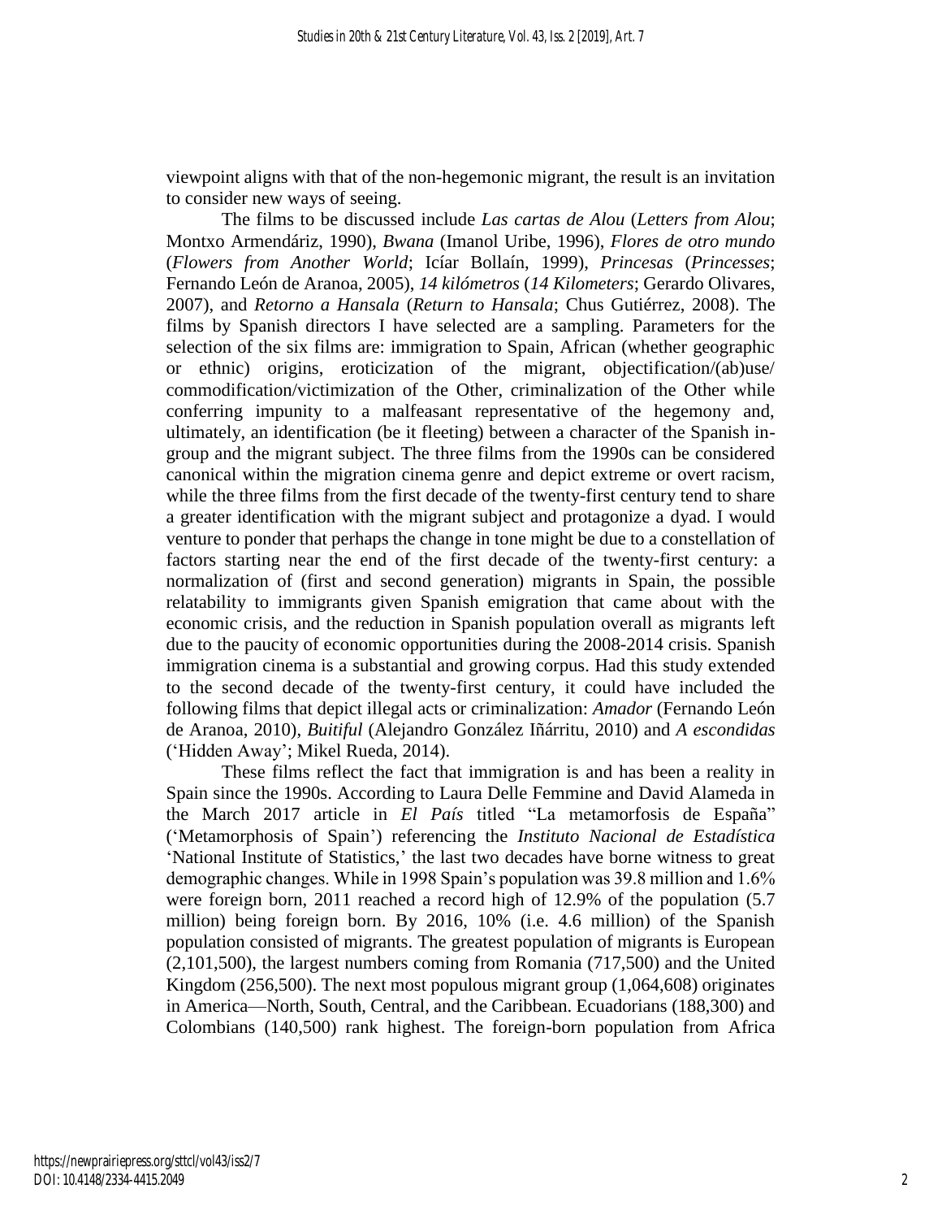viewpoint aligns with that of the non-hegemonic migrant, the result is an invitation to consider new ways of seeing.

The films to be discussed include *Las cartas de Alou* (*Letters from Alou*; Montxo Armendáriz, 1990), *Bwana* (Imanol Uribe, 1996), *Flores de otro mundo* (*Flowers from Another World*; Icíar Bollaín, 1999), *Princesas* (*Princesses*; Fernando León de Aranoa, 2005), *14 kilómetros* (*14 Kilometers*; Gerardo Olivares, 2007), and *Retorno a Hansala* (*Return to Hansala*; Chus Gutiérrez, 2008). The films by Spanish directors I have selected are a sampling. Parameters for the selection of the six films are: immigration to Spain, African (whether geographic or ethnic) origins, eroticization of the migrant, objectification/(ab)use/ commodification/victimization of the Other, criminalization of the Other while conferring impunity to a malfeasant representative of the hegemony and, ultimately, an identification (be it fleeting) between a character of the Spanish in-group and the migrant subject. The three films from the 1990s can be considered canonical within the migration cinema genre and depict extreme or overt racism, while the three films from the first decade of the twenty-first century tend to share a greater identification with the migrant subject and protagonize a dyad. I would venture to ponder that perhaps the change in tone might be due to a constellation of factors starting near the end of the first decade of the twenty-first century: a normalization of (first and second generation) migrants in Spain, the possible relatability to immigrants given Spanish emigration that came about with the economic crisis, and the reduction in Spanish population overall as migrants left due to the paucity of economic opportunities during the 2008-2014 crisis. Spanish immigration cinema is a substantial and growing corpus. Had this study extended to the second decade of the twenty-first century, it could have included the following films that depict illegal acts or criminalization: *Amador* (Fernando León de Aranoa, 2010), *Buitiful* (Alejandro González Iñárritu, 2010) and *A escondidas* ('Hidden Away'; Mikel Rueda, 2014).

These films reflect the fact that immigration is and has been a reality in Spain since the 1990s. According to Laura Delle Femmine and David Alameda in the March 2017 article in *El País* titled "La metamorfosis de España" ('Metamorphosis of Spain') referencing the *Instituto Nacional de Estadística* 'National Institute of Statistics,' the last two decades have borne witness to great demographic changes. While in 1998 Spain's population was 39.8 million and 1.6% were foreign born, 2011 reached a record high of 12.9% of the population (5.7 million) being foreign born. By 2016, 10% (i.e. 4.6 million) of the Spanish population consisted of migrants. The greatest population of migrants is European (2,101,500), the largest numbers coming from Romania (717,500) and the United Kingdom (256,500). The next most populous migrant group (1,064,608) originates in America—North, South, Central, and the Caribbean. Ecuadorians (188,300) and Colombians (140,500) rank highest. The foreign-born population from Africa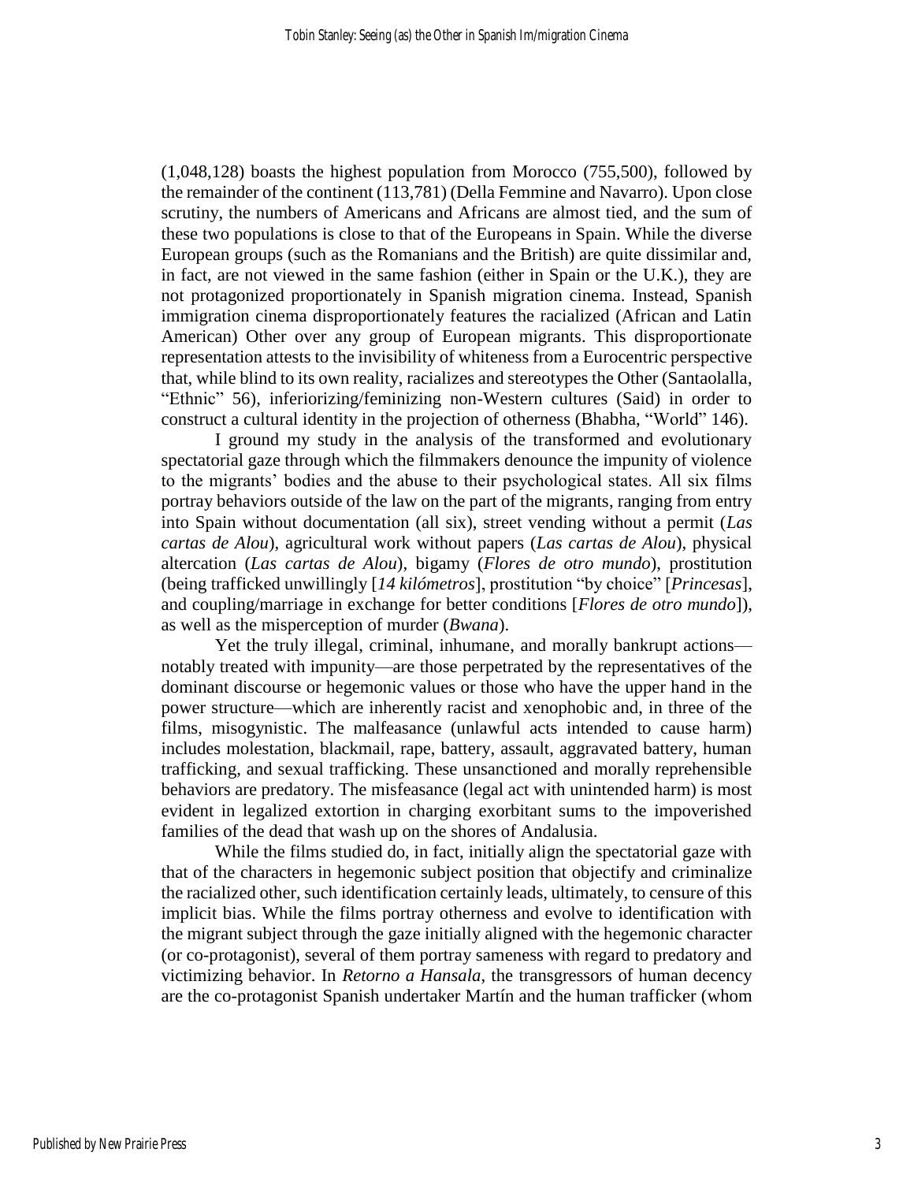(1,048,128) boasts the highest population from Morocco (755,500), followed by the remainder of the continent (113,781) (Della Femmine and Navarro). Upon close scrutiny, the numbers of Americans and Africans are almost tied, and the sum of these two populations is close to that of the Europeans in Spain. While the diverse European groups (such as the Romanians and the British) are quite dissimilar and, in fact, are not viewed in the same fashion (either in Spain or the U.K.), they are not protagonized proportionately in Spanish migration cinema. Instead, Spanish immigration cinema disproportionately features the racialized (African and Latin American) Other over any group of European migrants. This disproportionate representation attests to the invisibility of whiteness from a Eurocentric perspective that, while blind to its own reality, racializes and stereotypes the Other (Santaolalla, "Ethnic" 56), inferiorizing/feminizing non-Western cultures (Said) in order to construct a cultural identity in the projection of otherness (Bhabha, "World" 146).

I ground my study in the analysis of the transformed and evolutionary spectatorial gaze through which the filmmakers denounce the impunity of violence to the migrants' bodies and the abuse to their psychological states. All six films portray behaviors outside of the law on the part of the migrants, ranging from entry into Spain without documentation (all six), street vending without a permit (*Las cartas de Alou*), agricultural work without papers (*Las cartas de Alou*), physical altercation (*Las cartas de Alou*), bigamy (*Flores de otro mundo*), prostitution (being trafficked unwillingly [*14 kilómetros*], prostitution "by choice" [*Princesas*], and coupling/marriage in exchange for better conditions [*Flores de otro mundo*]), as well as the misperception of murder (*Bwana*).

Yet the truly illegal, criminal, inhumane, and morally bankrupt actions—notably treated with impunity—are those perpetrated by the representatives of the dominant discourse or hegemonic values or those who have the upper hand in the power structure—which are inherently racist and xenophobic and, in three of the films, misogynistic. The malfeasance (unlawful acts intended to cause harm) includes molestation, blackmail, rape, battery, assault, aggravated battery, human trafficking, and sexual trafficking. These unsanctioned and morally reprehensible behaviors are predatory. The misfeasance (legal act with unintended harm) is most evident in legalized extortion in charging exorbitant sums to the impoverished families of the dead that wash up on the shores of Andalusia.

While the films studied do, in fact, initially align the spectatorial gaze with that of the characters in hegemonic subject position that objectify and criminalize the racialized other, such identification certainly leads, ultimately, to censure of this implicit bias. While the films portray otherness and evolve to identification with the migrant subject through the gaze initially aligned with the hegemonic character (or co-protagonist), several of them portray sameness with regard to predatory and victimizing behavior. In *Retorno a Hansala*, the transgressors of human decency are the co-protagonist Spanish undertaker Martín and the human trafficker (whom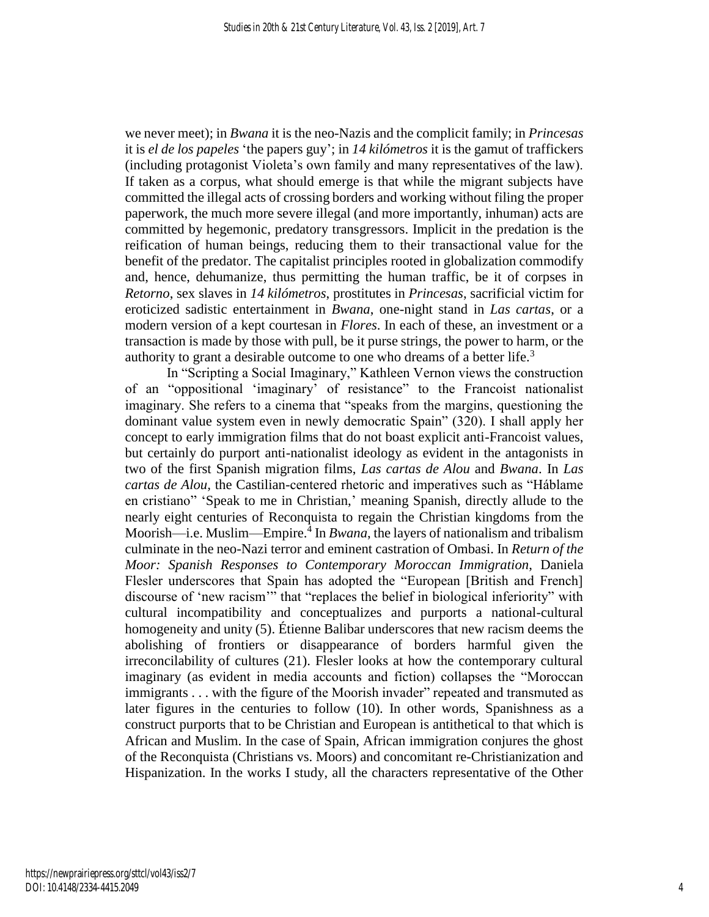we never meet); in *Bwana* it is the neo-Nazis and the complicit family; in *Princesas* it is *el de los papeles* 'the papers guy'; in *14 kilómetros* it is the gamut of traffickers (including protagonist Violeta's own family and many representatives of the law). If taken as a corpus, what should emerge is that while the migrant subjects have committed the illegal acts of crossing borders and working without filing the proper paperwork, the much more severe illegal (and more importantly, inhuman) acts are committed by hegemonic, predatory transgressors. Implicit in the predation is the reification of human beings, reducing them to their transactional value for the benefit of the predator. The capitalist principles rooted in globalization commodify and, hence, dehumanize, thus permitting the human traffic, be it of corpses in *Retorno*, sex slaves in *14 kilómetros*, prostitutes in *Princesas*, sacrificial victim for eroticized sadistic entertainment in *Bwana*, one-night stand in *Las cartas*, or a modern version of a kept courtesan in *Flores*. In each of these, an investment or a transaction is made by those with pull, be it purse strings, the power to harm, or the authority to grant a desirable outcome to one who dreams of a better life.[3]

In "Scripting a Social Imaginary," Kathleen Vernon views the construction of an "oppositional 'imaginary' of resistance" to the Francoist nationalist imaginary. She refers to a cinema that "speaks from the margins, questioning the dominant value system even in newly democratic Spain" (320). I shall apply her concept to early immigration films that do not boast explicit anti-Francoist values, but certainly do purport anti-nationalist ideology as evident in the antagonists in two of the first Spanish migration films, *Las cartas de Alou* and *Bwana*. In *Las cartas de Alou*, the Castilian-centered rhetoric and imperatives such as "Háblame en cristiano" 'Speak to me in Christian,' meaning Spanish, directly allude to the nearly eight centuries of Reconquista to regain the Christian kingdoms from the Moorish—i.e. Muslim—Empire.[4] In *Bwana*, the layers of nationalism and tribalism culminate in the neo-Nazi terror and eminent castration of Ombasi. In *Return of the Moor: Spanish Responses to Contemporary Moroccan Immigration*, Daniela Flesler underscores that Spain has adopted the "European [British and French] discourse of 'new racism'" that "replaces the belief in biological inferiority" with cultural incompatibility and conceptualizes and purports a national-cultural homogeneity and unity (5). Étienne Balibar underscores that new racism deems the abolishing of frontiers or disappearance of borders harmful given the irreconcilability of cultures (21). Flesler looks at how the contemporary cultural imaginary (as evident in media accounts and fiction) collapses the "Moroccan immigrants . . . with the figure of the Moorish invader" repeated and transmuted as later figures in the centuries to follow (10). In other words, Spanishness as a construct purports that to be Christian and European is antithetical to that which is African and Muslim. In the case of Spain, African immigration conjures the ghost of the Reconquista (Christians vs. Moors) and concomitant re-Christianization and Hispanization. In the works I study, all the characters representative of the Other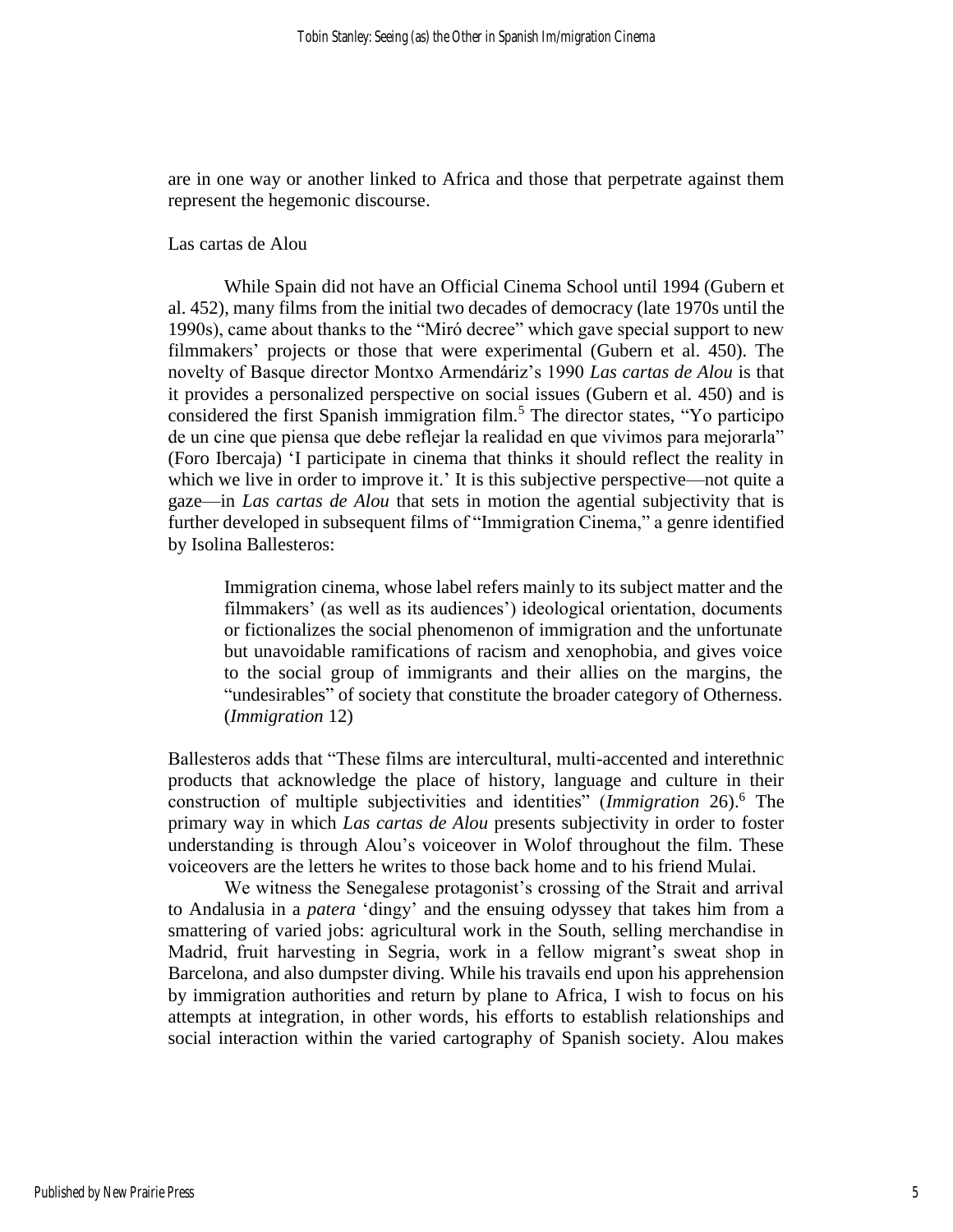are in one way or another linked to Africa and those that perpetrate against them represent the hegemonic discourse.

## Las cartas de Alou

While Spain did not have an Official Cinema School until 1994 (Gubern et al. 452), many films from the initial two decades of democracy (late 1970s until the 1990s), came about thanks to the "Miró decree" which gave special support to new filmmakers' projects or those that were experimental (Gubern et al. 450). The novelty of Basque director Montxo Armendáriz's 1990 *Las cartas de Alou* is that it provides a personalized perspective on social issues (Gubern et al. 450) and is considered the first Spanish immigration film.[5] The director states, "Yo participo de un cine que piensa que debe reflejar la realidad en que vivimos para mejorarla" (Foro Ibercaja) 'I participate in cinema that thinks it should reflect the reality in which we live in order to improve it.' It is this subjective perspective—not quite a gaze—in *Las cartas de Alou* that sets in motion the agential subjectivity that is further developed in subsequent films of "Immigration Cinema," a genre identified by Isolina Ballesteros:

> Immigration cinema, whose label refers mainly to its subject matter and the filmmakers' (as well as its audiences') ideological orientation, documents or fictionalizes the social phenomenon of immigration and the unfortunate but unavoidable ramifications of racism and xenophobia, and gives voice to the social group of immigrants and their allies on the margins, the "undesirables" of society that constitute the broader category of Otherness. (*Immigration* 12)

Ballesteros adds that "These films are intercultural, multi-accented and interethnic products that acknowledge the place of history, language and culture in their construction of multiple subjectivities and identities" (*Immigration* 26).[6] The primary way in which *Las cartas de Alou* presents subjectivity in order to foster understanding is through Alou's voiceover in Wolof throughout the film. These voiceovers are the letters he writes to those back home and to his friend Mulai.

We witness the Senegalese protagonist's crossing of the Strait and arrival to Andalusia in a *patera* 'dingy' and the ensuing odyssey that takes him from a smattering of varied jobs: agricultural work in the South, selling merchandise in Madrid, fruit harvesting in Segria, work in a fellow migrant's sweat shop in Barcelona, and also dumpster diving. While his travails end upon his apprehension by immigration authorities and return by plane to Africa, I wish to focus on his attempts at integration, in other words, his efforts to establish relationships and social interaction within the varied cartography of Spanish society. Alou makes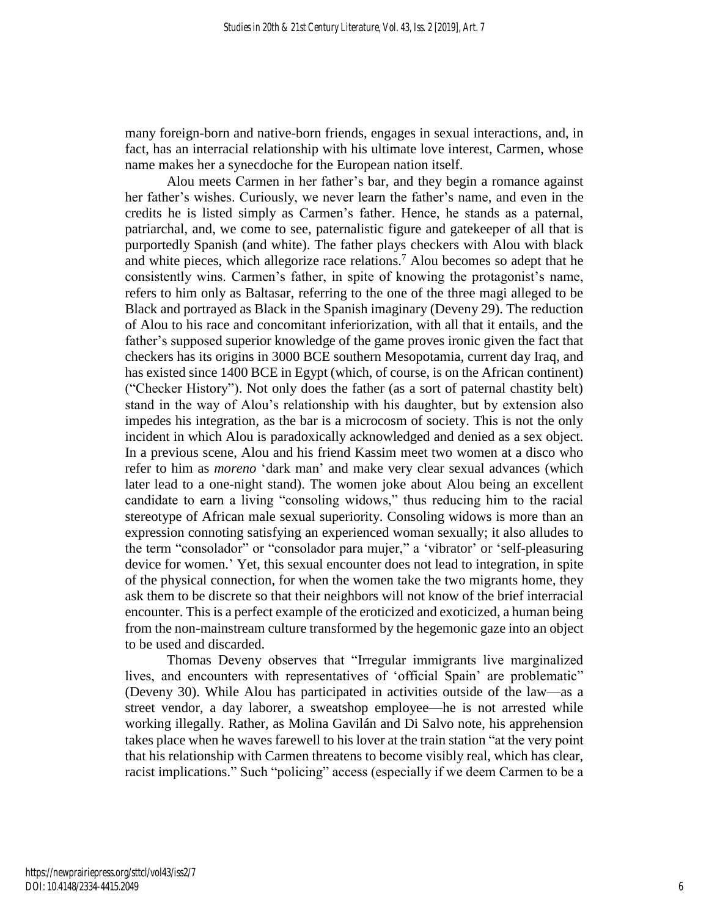many foreign-born and native-born friends, engages in sexual interactions, and, in fact, has an interracial relationship with his ultimate love interest, Carmen, whose name makes her a synecdoche for the European nation itself.

Alou meets Carmen in her father's bar, and they begin a romance against her father's wishes. Curiously, we never learn the father's name, and even in the credits he is listed simply as Carmen's father. Hence, he stands as a paternal, patriarchal, and, we come to see, paternalistic figure and gatekeeper of all that is purportedly Spanish (and white). The father plays checkers with Alou with black and white pieces, which allegorize race relations.[7] Alou becomes so adept that he consistently wins. Carmen's father, in spite of knowing the protagonist's name, refers to him only as Baltasar, referring to the one of the three magi alleged to be Black and portrayed as Black in the Spanish imaginary (Deveny 29). The reduction of Alou to his race and concomitant inferiorization, with all that it entails, and the father's supposed superior knowledge of the game proves ironic given the fact that checkers has its origins in 3000 BCE southern Mesopotamia, current day Iraq, and has existed since 1400 BCE in Egypt (which, of course, is on the African continent) ("Checker History"). Not only does the father (as a sort of paternal chastity belt) stand in the way of Alou's relationship with his daughter, but by extension also impedes his integration, as the bar is a microcosm of society. This is not the only incident in which Alou is paradoxically acknowledged and denied as a sex object. In a previous scene, Alou and his friend Kassim meet two women at a disco who refer to him as *moreno* 'dark man' and make very clear sexual advances (which later lead to a one-night stand). The women joke about Alou being an excellent candidate to earn a living "consoling widows," thus reducing him to the racial stereotype of African male sexual superiority. Consoling widows is more than an expression connoting satisfying an experienced woman sexually; it also alludes to the term "consolador" or "consolador para mujer," a 'vibrator' or 'self-pleasuring device for women.' Yet, this sexual encounter does not lead to integration, in spite of the physical connection, for when the women take the two migrants home, they ask them to be discrete so that their neighbors will not know of the brief interracial encounter. This is a perfect example of the eroticized and exoticized, a human being from the non-mainstream culture transformed by the hegemonic gaze into an object to be used and discarded.

Thomas Deveny observes that "Irregular immigrants live marginalized lives, and encounters with representatives of 'official Spain' are problematic" (Deveny 30). While Alou has participated in activities outside of the law—as a street vendor, a day laborer, a sweatshop employee—he is not arrested while working illegally. Rather, as Molina Gavilán and Di Salvo note, his apprehension takes place when he waves farewell to his lover at the train station "at the very point that his relationship with Carmen threatens to become visibly real, which has clear, racist implications." Such "policing" access (especially if we deem Carmen to be a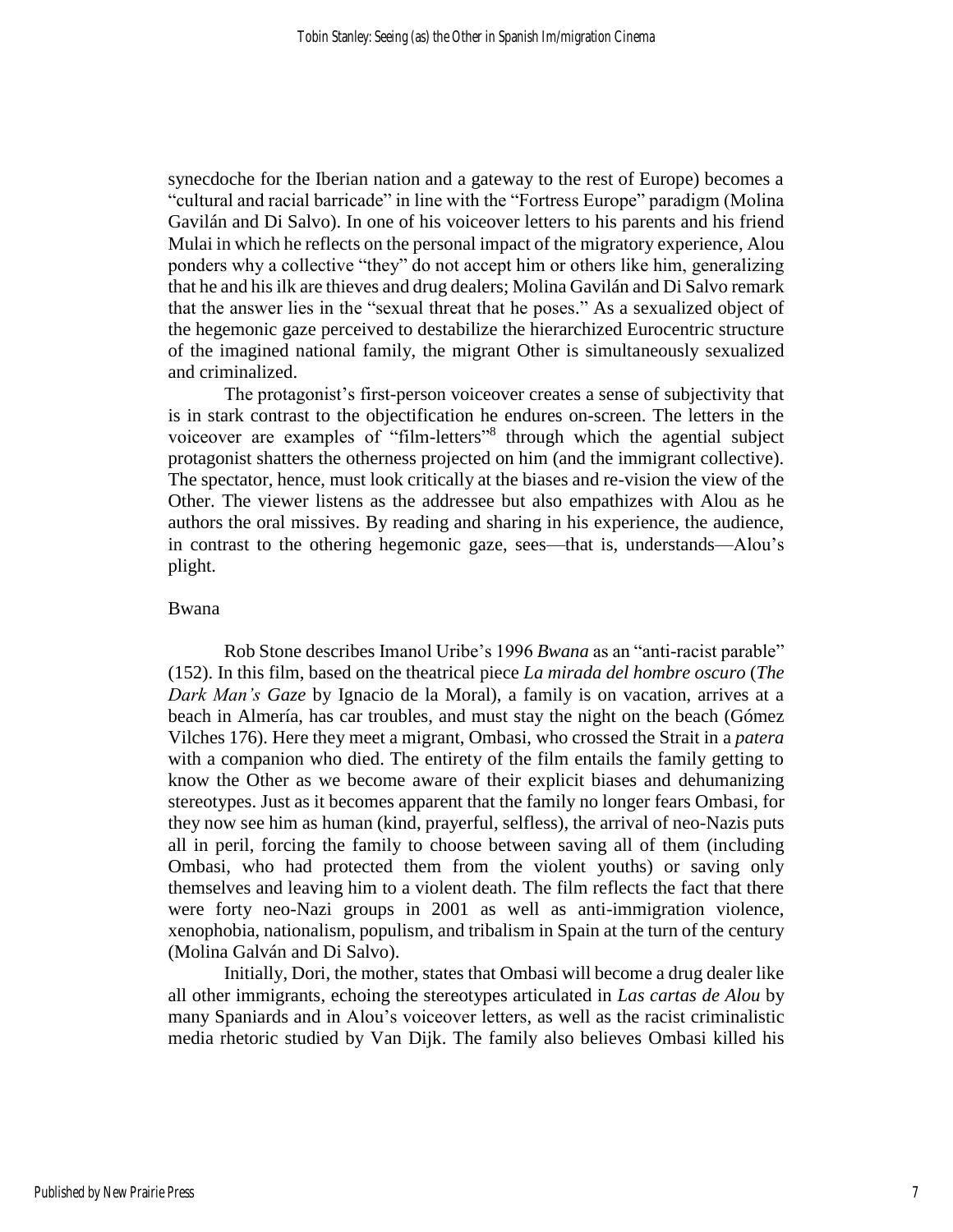synecdoche for the Iberian nation and a gateway to the rest of Europe) becomes a "cultural and racial barricade" in line with the "Fortress Europe" paradigm (Molina Gavilán and Di Salvo). In one of his voiceover letters to his parents and his friend Mulai in which he reflects on the personal impact of the migratory experience, Alou ponders why a collective "they" do not accept him or others like him, generalizing that he and his ilk are thieves and drug dealers; Molina Gavilán and Di Salvo remark that the answer lies in the "sexual threat that he poses." As a sexualized object of the hegemonic gaze perceived to destabilize the hierarchized Eurocentric structure of the imagined national family, the migrant Other is simultaneously sexualized and criminalized.

The protagonist's first-person voiceover creates a sense of subjectivity that is in stark contrast to the objectification he endures on-screen. The letters in the voiceover are examples of "film-letters"[8] through which the agential subject protagonist shatters the otherness projected on him (and the immigrant collective). The spectator, hence, must look critically at the biases and re-vision the view of the Other. The viewer listens as the addressee but also empathizes with Alou as he authors the oral missives. By reading and sharing in his experience, the audience, in contrast to the othering hegemonic gaze, sees—that is, understands—Alou's plight.

## Bwana

Rob Stone describes Imanol Uribe's 1996 *Bwana* as an "anti-racist parable" (152). In this film, based on the theatrical piece *La mirada del hombre oscuro* (*The Dark Man's Gaze* by Ignacio de la Moral), a family is on vacation, arrives at a beach in Almería, has car troubles, and must stay the night on the beach (Gómez Vilches 176). Here they meet a migrant, Ombasi, who crossed the Strait in a *patera* with a companion who died. The entirety of the film entails the family getting to know the Other as we become aware of their explicit biases and dehumanizing stereotypes. Just as it becomes apparent that the family no longer fears Ombasi, for they now see him as human (kind, prayerful, selfless), the arrival of neo-Nazis puts all in peril, forcing the family to choose between saving all of them (including Ombasi, who had protected them from the violent youths) or saving only themselves and leaving him to a violent death. The film reflects the fact that there were forty neo-Nazi groups in 2001 as well as anti-immigration violence, xenophobia, nationalism, populism, and tribalism in Spain at the turn of the century (Molina Galván and Di Salvo).

Initially, Dori, the mother, states that Ombasi will become a drug dealer like all other immigrants, echoing the stereotypes articulated in *Las cartas de Alou* by many Spaniards and in Alou's voiceover letters, as well as the racist criminalistic media rhetoric studied by Van Dijk. The family also believes Ombasi killed his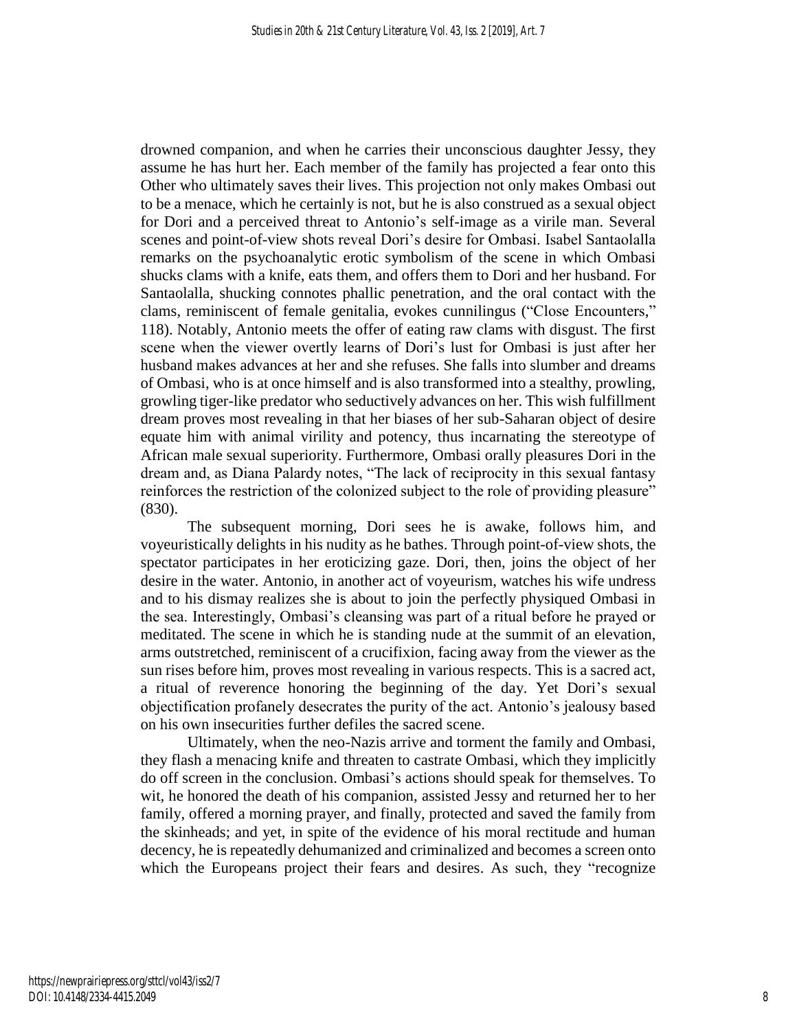drowned companion, and when he carries their unconscious daughter Jessy, they assume he has hurt her. Each member of the family has projected a fear onto this Other who ultimately saves their lives. This projection not only makes Ombasi out to be a menace, which he certainly is not, but he is also construed as a sexual object for Dori and a perceived threat to Antonio's self-image as a virile man. Several scenes and point-of-view shots reveal Dori's desire for Ombasi. Isabel Santaolalla remarks on the psychoanalytic erotic symbolism of the scene in which Ombasi shucks clams with a knife, eats them, and offers them to Dori and her husband. For Santaolalla, shucking connotes phallic penetration, and the oral contact with the clams, reminiscent of female genitalia, evokes cunnilingus ("Close Encounters," 118). Notably, Antonio meets the offer of eating raw clams with disgust. The first scene when the viewer overtly learns of Dori's lust for Ombasi is just after her husband makes advances at her and she refuses. She falls into slumber and dreams of Ombasi, who is at once himself and is also transformed into a stealthy, prowling, growling tiger-like predator who seductively advances on her. This wish fulfillment dream proves most revealing in that her biases of her sub-Saharan object of desire equate him with animal virility and potency, thus incarnating the stereotype of African male sexual superiority. Furthermore, Ombasi orally pleasures Dori in the dream and, as Diana Palardy notes, "The lack of reciprocity in this sexual fantasy reinforces the restriction of the colonized subject to the role of providing pleasure" (830).

The subsequent morning, Dori sees he is awake, follows him, and voyeuristically delights in his nudity as he bathes. Through point-of-view shots, the spectator participates in her eroticizing gaze. Dori, then, joins the object of her desire in the water. Antonio, in another act of voyeurism, watches his wife undress and to his dismay realizes she is about to join the perfectly physiqued Ombasi in the sea. Interestingly, Ombasi's cleansing was part of a ritual before he prayed or meditated. The scene in which he is standing nude at the summit of an elevation, arms outstretched, reminiscent of a crucifixion, facing away from the viewer as the sun rises before him, proves most revealing in various respects. This is a sacred act, a ritual of reverence honoring the beginning of the day. Yet Dori's sexual objectification profanely desecrates the purity of the act. Antonio's jealousy based on his own insecurities further defiles the sacred scene.

Ultimately, when the neo-Nazis arrive and torment the family and Ombasi, they flash a menacing knife and threaten to castrate Ombasi, which they implicitly do off screen in the conclusion. Ombasi's actions should speak for themselves. To wit, he honored the death of his companion, assisted Jessy and returned her to her family, offered a morning prayer, and finally, protected and saved the family from the skinheads; and yet, in spite of the evidence of his moral rectitude and human decency, he is repeatedly dehumanized and criminalized and becomes a screen onto which the Europeans project their fears and desires. As such, they "recognize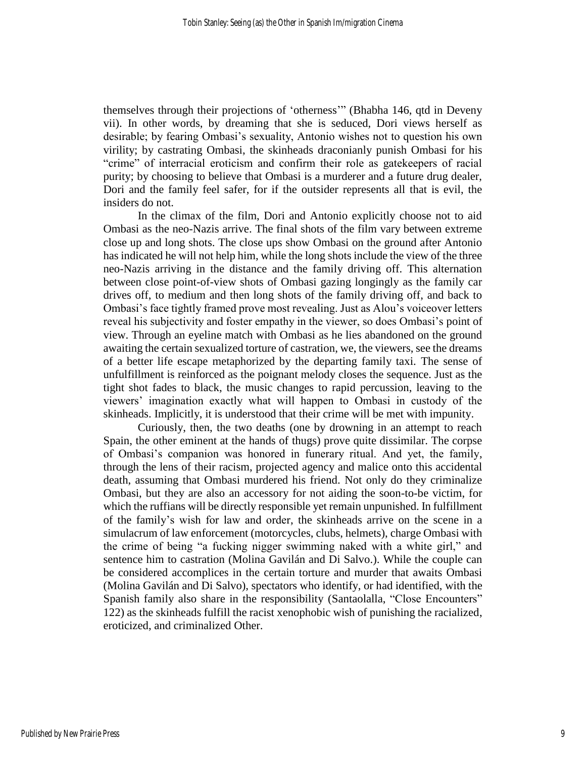themselves through their projections of 'otherness'" (Bhabha 146, qtd in Deveny vii). In other words, by dreaming that she is seduced, Dori views herself as desirable; by fearing Ombasi's sexuality, Antonio wishes not to question his own virility; by castrating Ombasi, the skinheads draconianly punish Ombasi for his "crime" of interracial eroticism and confirm their role as gatekeepers of racial purity; by choosing to believe that Ombasi is a murderer and a future drug dealer, Dori and the family feel safer, for if the outsider represents all that is evil, the insiders do not.

In the climax of the film, Dori and Antonio explicitly choose not to aid Ombasi as the neo-Nazis arrive. The final shots of the film vary between extreme close up and long shots. The close ups show Ombasi on the ground after Antonio has indicated he will not help him, while the long shots include the view of the three neo-Nazis arriving in the distance and the family driving off. This alternation between close point-of-view shots of Ombasi gazing longingly as the family car drives off, to medium and then long shots of the family driving off, and back to Ombasi's face tightly framed prove most revealing. Just as Alou's voiceover letters reveal his subjectivity and foster empathy in the viewer, so does Ombasi's point of view. Through an eyeline match with Ombasi as he lies abandoned on the ground awaiting the certain sexualized torture of castration, we, the viewers, see the dreams of a better life escape metaphorized by the departing family taxi. The sense of unfulfillment is reinforced as the poignant melody closes the sequence. Just as the tight shot fades to black, the music changes to rapid percussion, leaving to the viewers' imagination exactly what will happen to Ombasi in custody of the skinheads. Implicitly, it is understood that their crime will be met with impunity.

Curiously, then, the two deaths (one by drowning in an attempt to reach Spain, the other eminent at the hands of thugs) prove quite dissimilar. The corpse of Ombasi's companion was honored in funerary ritual. And yet, the family, through the lens of their racism, projected agency and malice onto this accidental death, assuming that Ombasi murdered his friend. Not only do they criminalize Ombasi, but they are also an accessory for not aiding the soon-to-be victim, for which the ruffians will be directly responsible yet remain unpunished. In fulfillment of the family's wish for law and order, the skinheads arrive on the scene in a simulacrum of law enforcement (motorcycles, clubs, helmets), charge Ombasi with the crime of being "a fucking nigger swimming naked with a white girl," and sentence him to castration (Molina Gavilán and Di Salvo.). While the couple can be considered accomplices in the certain torture and murder that awaits Ombasi (Molina Gavilán and Di Salvo), spectators who identify, or had identified, with the Spanish family also share in the responsibility (Santaolalla, "Close Encounters" 122) as the skinheads fulfill the racist xenophobic wish of punishing the racialized, eroticized, and criminalized Other.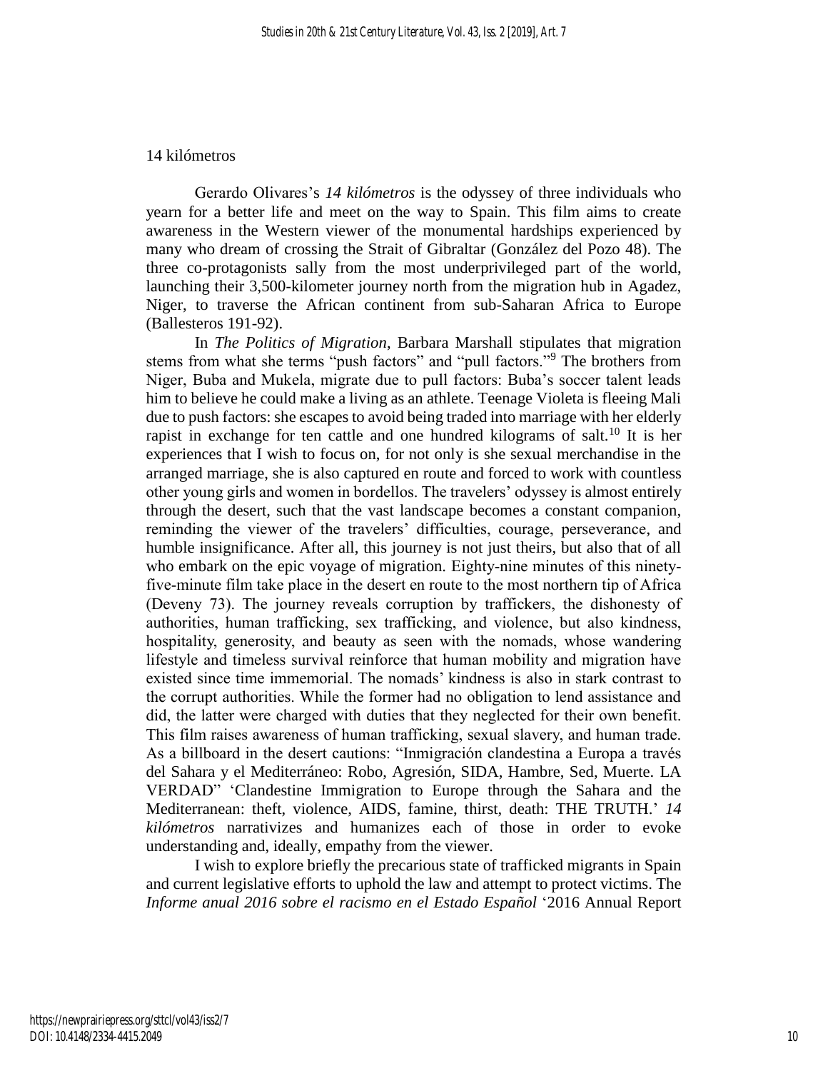14 kilómetros

Gerardo Olivares's *14 kilómetros* is the odyssey of three individuals who yearn for a better life and meet on the way to Spain. This film aims to create awareness in the Western viewer of the monumental hardships experienced by many who dream of crossing the Strait of Gibraltar (González del Pozo 48). The three co-protagonists sally from the most underprivileged part of the world, launching their 3,500-kilometer journey north from the migration hub in Agadez, Niger, to traverse the African continent from sub-Saharan Africa to Europe (Ballesteros 191-92).

In *The Politics of Migration*, Barbara Marshall stipulates that migration stems from what she terms "push factors" and "pull factors."[9] The brothers from Niger, Buba and Mukela, migrate due to pull factors: Buba's soccer talent leads him to believe he could make a living as an athlete. Teenage Violeta is fleeing Mali due to push factors: she escapes to avoid being traded into marriage with her elderly rapist in exchange for ten cattle and one hundred kilograms of salt.[10] It is her experiences that I wish to focus on, for not only is she sexual merchandise in the arranged marriage, she is also captured en route and forced to work with countless other young girls and women in bordellos. The travelers' odyssey is almost entirely through the desert, such that the vast landscape becomes a constant companion, reminding the viewer of the travelers' difficulties, courage, perseverance, and humble insignificance. After all, this journey is not just theirs, but also that of all who embark on the epic voyage of migration. Eighty-nine minutes of this ninety-five-minute film take place in the desert en route to the most northern tip of Africa (Deveny 73). The journey reveals corruption by traffickers, the dishonesty of authorities, human trafficking, sex trafficking, and violence, but also kindness, hospitality, generosity, and beauty as seen with the nomads, whose wandering lifestyle and timeless survival reinforce that human mobility and migration have existed since time immemorial. The nomads' kindness is also in stark contrast to the corrupt authorities. While the former had no obligation to lend assistance and did, the latter were charged with duties that they neglected for their own benefit. This film raises awareness of human trafficking, sexual slavery, and human trade. As a billboard in the desert cautions: "Inmigración clandestina a Europa a través del Sahara y el Mediterráneo: Robo, Agresión, SIDA, Hambre, Sed, Muerte. LA VERDAD" 'Clandestine Immigration to Europe through the Sahara and the Mediterranean: theft, violence, AIDS, famine, thirst, death: THE TRUTH.' *14 kilómetros* narrativizes and humanizes each of those in order to evoke understanding and, ideally, empathy from the viewer.

I wish to explore briefly the precarious state of trafficked migrants in Spain and current legislative efforts to uphold the law and attempt to protect victims. The *Informe anual 2016 sobre el racismo en el Estado Español* '2016 Annual Report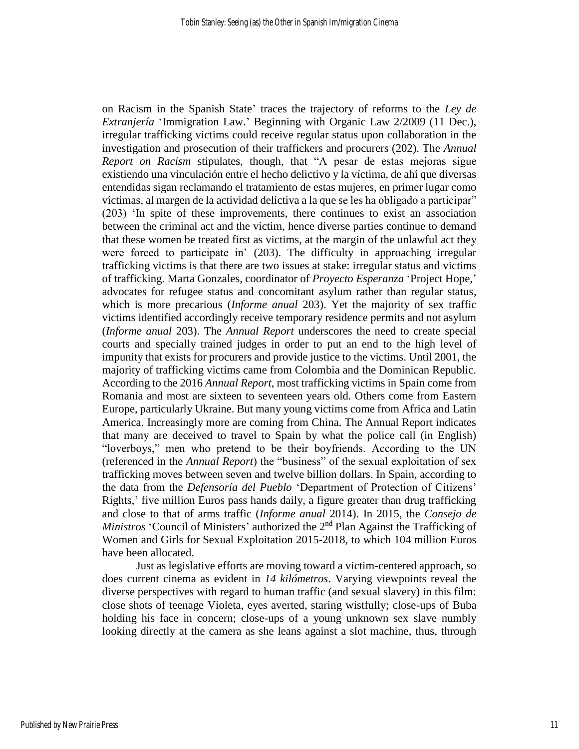on Racism in the Spanish State' traces the trajectory of reforms to the *Ley de Extranjería* 'Immigration Law.' Beginning with Organic Law 2/2009 (11 Dec.), irregular trafficking victims could receive regular status upon collaboration in the investigation and prosecution of their traffickers and procurers (202). The *Annual Report on Racism* stipulates, though, that "A pesar de estas mejoras sigue existiendo una vinculación entre el hecho delictivo y la víctima, de ahí que diversas entendidas sigan reclamando el tratamiento de estas mujeres, en primer lugar como víctimas, al margen de la actividad delictiva a la que se les ha obligado a participar" (203) 'In spite of these improvements, there continues to exist an association between the criminal act and the victim, hence diverse parties continue to demand that these women be treated first as victims, at the margin of the unlawful act they were forced to participate in' (203). The difficulty in approaching irregular trafficking victims is that there are two issues at stake: irregular status and victims of trafficking. Marta Gonzales, coordinator of *Proyecto Esperanza* 'Project Hope,' advocates for refugee status and concomitant asylum rather than regular status, which is more precarious (*Informe anual* 203). Yet the majority of sex traffic victims identified accordingly receive temporary residence permits and not asylum (*Informe anual* 203). The *Annual Report* underscores the need to create special courts and specially trained judges in order to put an end to the high level of impunity that exists for procurers and provide justice to the victims. Until 2001, the majority of trafficking victims came from Colombia and the Dominican Republic. According to the 2016 *Annual Report*, most trafficking victims in Spain come from Romania and most are sixteen to seventeen years old. Others come from Eastern Europe, particularly Ukraine. But many young victims come from Africa and Latin America. Increasingly more are coming from China. The Annual Report indicates that many are deceived to travel to Spain by what the police call (in English) "loverboys," men who pretend to be their boyfriends. According to the UN (referenced in the *Annual Report*) the "business" of the sexual exploitation of sex trafficking moves between seven and twelve billion dollars. In Spain, according to the data from the *Defensoría del Pueblo* 'Department of Protection of Citizens' Rights,' five million Euros pass hands daily, a figure greater than drug trafficking and close to that of arms traffic (*Informe anual* 2014). In 2015, the *Consejo de Ministros* 'Council of Ministers' authorized the 2nd Plan Against the Trafficking of Women and Girls for Sexual Exploitation 2015-2018, to which 104 million Euros have been allocated.

Just as legislative efforts are moving toward a victim-centered approach, so does current cinema as evident in *14 kilómetros*. Varying viewpoints reveal the diverse perspectives with regard to human traffic (and sexual slavery) in this film: close shots of teenage Violeta, eyes averted, staring wistfully; close-ups of Buba holding his face in concern; close-ups of a young unknown sex slave numbly looking directly at the camera as she leans against a slot machine, thus, through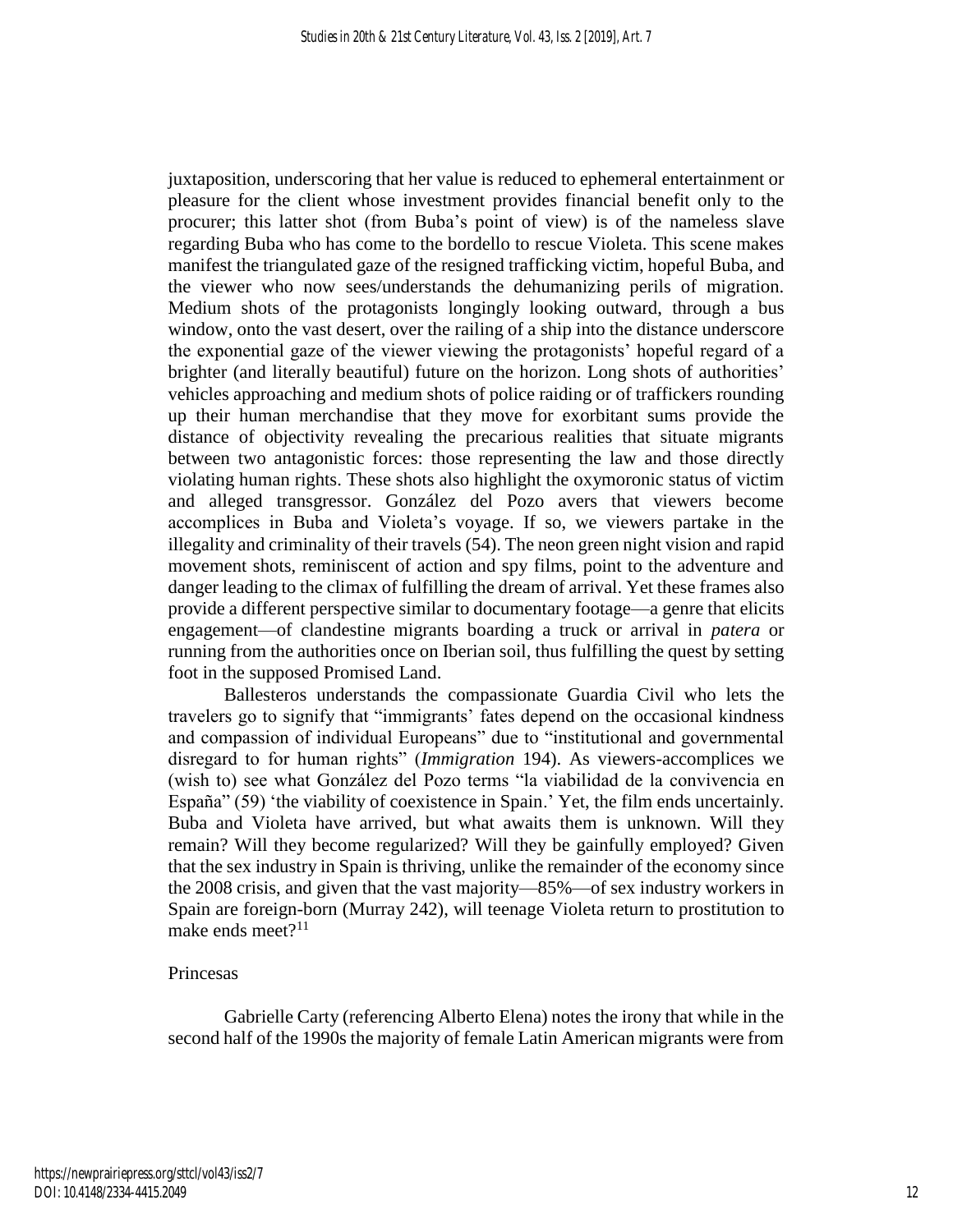juxtaposition, underscoring that her value is reduced to ephemeral entertainment or pleasure for the client whose investment provides financial benefit only to the procurer; this latter shot (from Buba's point of view) is of the nameless slave regarding Buba who has come to the bordello to rescue Violeta. This scene makes manifest the triangulated gaze of the resigned trafficking victim, hopeful Buba, and the viewer who now sees/understands the dehumanizing perils of migration. Medium shots of the protagonists longingly looking outward, through a bus window, onto the vast desert, over the railing of a ship into the distance underscore the exponential gaze of the viewer viewing the protagonists' hopeful regard of a brighter (and literally beautiful) future on the horizon. Long shots of authorities' vehicles approaching and medium shots of police raiding or of traffickers rounding up their human merchandise that they move for exorbitant sums provide the distance of objectivity revealing the precarious realities that situate migrants between two antagonistic forces: those representing the law and those directly violating human rights. These shots also highlight the oxymoronic status of victim and alleged transgressor. González del Pozo avers that viewers become accomplices in Buba and Violeta's voyage. If so, we viewers partake in the illegality and criminality of their travels (54). The neon green night vision and rapid movement shots, reminiscent of action and spy films, point to the adventure and danger leading to the climax of fulfilling the dream of arrival. Yet these frames also provide a different perspective similar to documentary footage—a genre that elicits engagement—of clandestine migrants boarding a truck or arrival in *patera* or running from the authorities once on Iberian soil, thus fulfilling the quest by setting foot in the supposed Promised Land.

Ballesteros understands the compassionate Guardia Civil who lets the travelers go to signify that "immigrants' fates depend on the occasional kindness and compassion of individual Europeans" due to "institutional and governmental disregard to for human rights" (*Immigration* 194). As viewers-accomplices we (wish to) see what González del Pozo terms "la viabilidad de la convivencia en España" (59) 'the viability of coexistence in Spain.' Yet, the film ends uncertainly. Buba and Violeta have arrived, but what awaits them is unknown. Will they remain? Will they become regularized? Will they be gainfully employed? Given that the sex industry in Spain is thriving, unlike the remainder of the economy since the 2008 crisis, and given that the vast majority—85%—of sex industry workers in Spain are foreign-born (Murray 242), will teenage Violeta return to prostitution to make ends meet?[11]

## Princesas

Gabrielle Carty (referencing Alberto Elena) notes the irony that while in the second half of the 1990s the majority of female Latin American migrants were from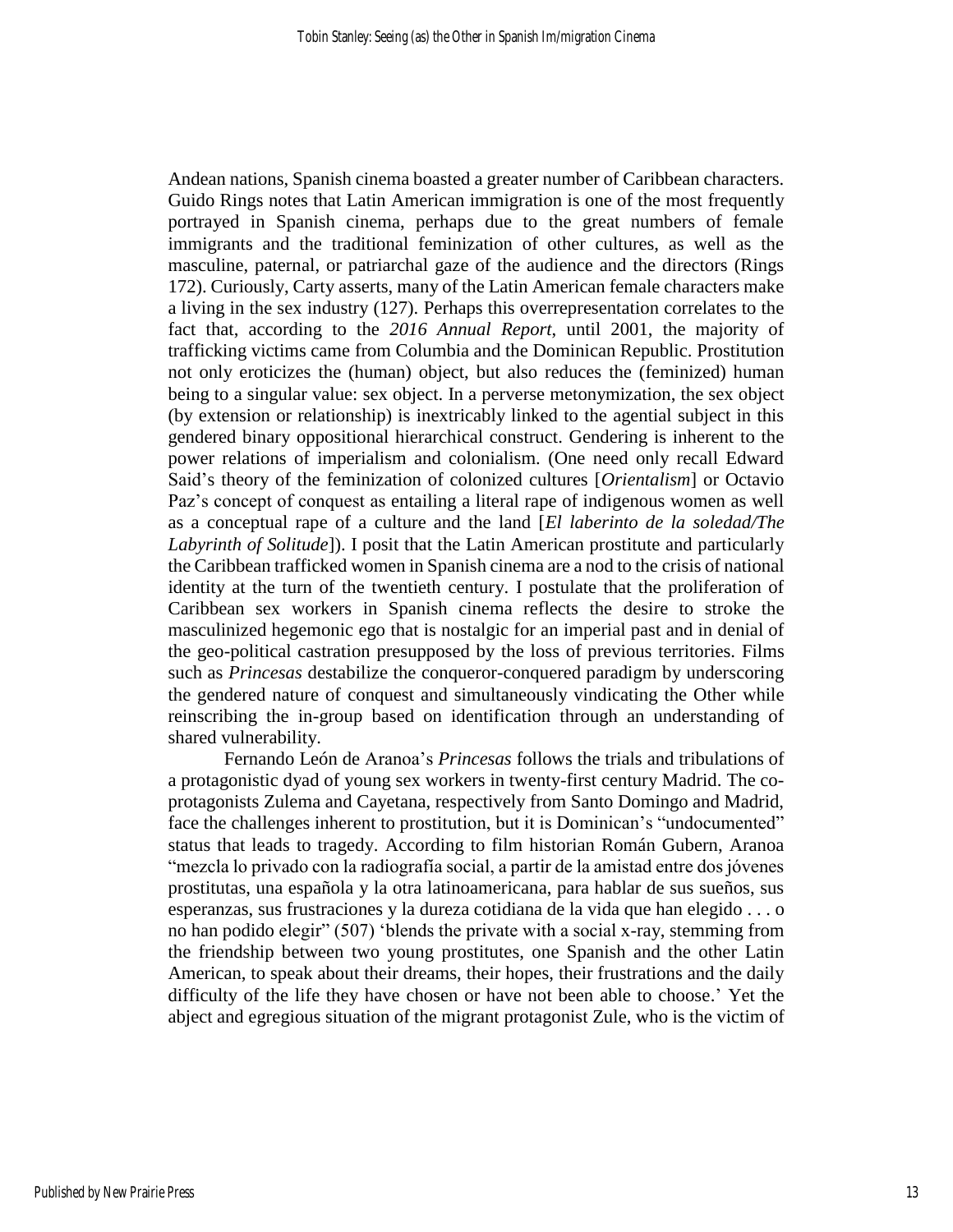Andean nations, Spanish cinema boasted a greater number of Caribbean characters. Guido Rings notes that Latin American immigration is one of the most frequently portrayed in Spanish cinema, perhaps due to the great numbers of female immigrants and the traditional feminization of other cultures, as well as the masculine, paternal, or patriarchal gaze of the audience and the directors (Rings 172). Curiously, Carty asserts, many of the Latin American female characters make a living in the sex industry (127). Perhaps this overrepresentation correlates to the fact that, according to the *2016 Annual Report*, until 2001, the majority of trafficking victims came from Columbia and the Dominican Republic. Prostitution not only eroticizes the (human) object, but also reduces the (feminized) human being to a singular value: sex object. In a perverse metonymization, the sex object (by extension or relationship) is inextricably linked to the agential subject in this gendered binary oppositional hierarchical construct. Gendering is inherent to the power relations of imperialism and colonialism. (One need only recall Edward Said's theory of the feminization of colonized cultures [*Orientalism*] or Octavio Paz's concept of conquest as entailing a literal rape of indigenous women as well as a conceptual rape of a culture and the land [*El laberinto de la soledad/The Labyrinth of Solitude*]). I posit that the Latin American prostitute and particularly the Caribbean trafficked women in Spanish cinema are a nod to the crisis of national identity at the turn of the twentieth century. I postulate that the proliferation of Caribbean sex workers in Spanish cinema reflects the desire to stroke the masculinized hegemonic ego that is nostalgic for an imperial past and in denial of the geo-political castration presupposed by the loss of previous territories. Films such as *Princesas* destabilize the conqueror-conquered paradigm by underscoring the gendered nature of conquest and simultaneously vindicating the Other while reinscribing the in-group based on identification through an understanding of shared vulnerability.

Fernando León de Aranoa's *Princesas* follows the trials and tribulations of a protagonistic dyad of young sex workers in twenty-first century Madrid. The co-protagonists Zulema and Cayetana, respectively from Santo Domingo and Madrid, face the challenges inherent to prostitution, but it is Dominican's "undocumented" status that leads to tragedy. According to film historian Román Gubern, Aranoa "mezcla lo privado con la radiografía social, a partir de la amistad entre dos jóvenes prostitutas, una española y la otra latinoamericana, para hablar de sus sueños, sus esperanzas, sus frustraciones y la dureza cotidiana de la vida que han elegido . . . o no han podido elegir" (507) 'blends the private with a social x-ray, stemming from the friendship between two young prostitutes, one Spanish and the other Latin American, to speak about their dreams, their hopes, their frustrations and the daily difficulty of the life they have chosen or have not been able to choose.' Yet the abject and egregious situation of the migrant protagonist Zule, who is the victim of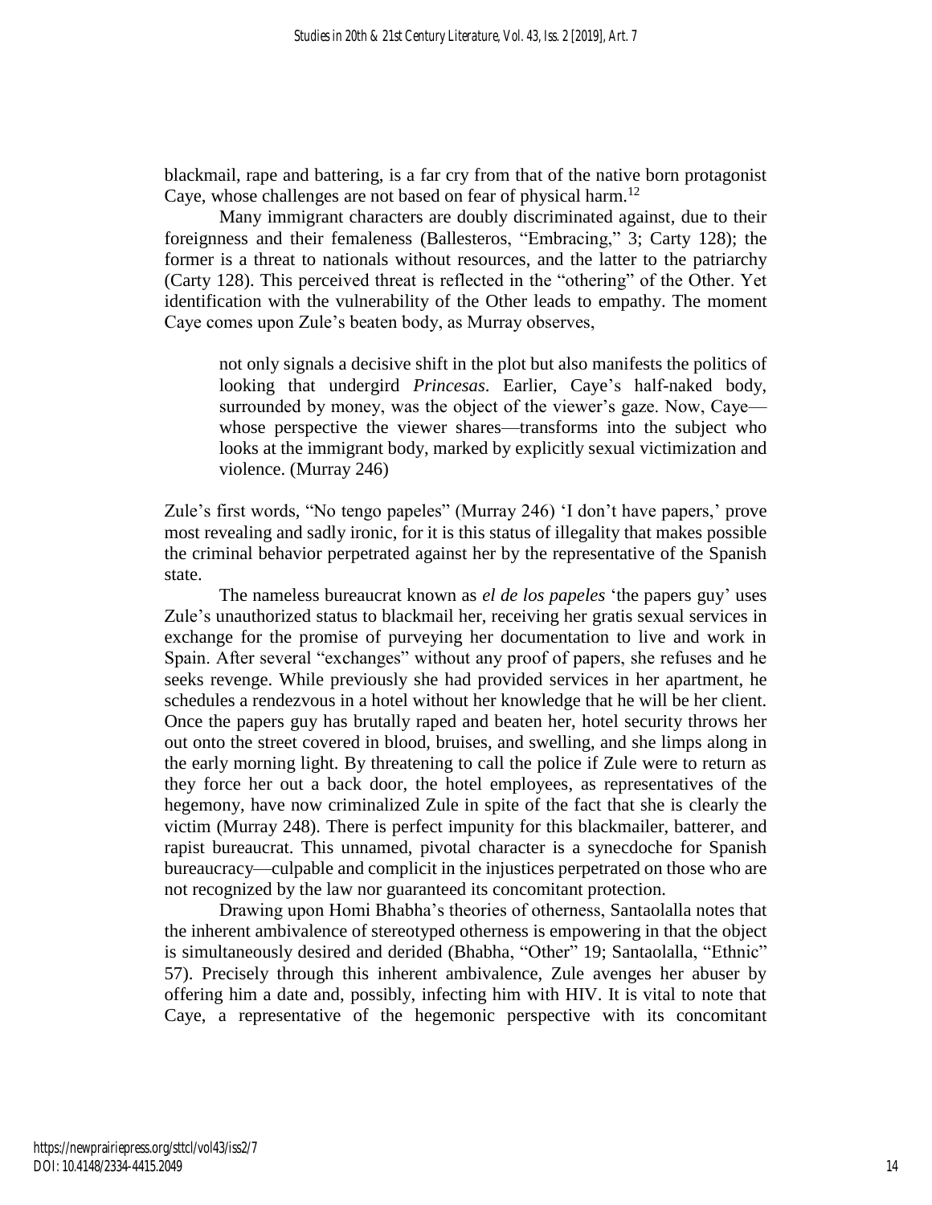blackmail, rape and battering, is a far cry from that of the native born protagonist Caye, whose challenges are not based on fear of physical harm.[12]

Many immigrant characters are doubly discriminated against, due to their foreignness and their femaleness (Ballesteros, "Embracing," 3; Carty 128); the former is a threat to nationals without resources, and the latter to the patriarchy (Carty 128). This perceived threat is reflected in the "othering" of the Other. Yet identification with the vulnerability of the Other leads to empathy. The moment Caye comes upon Zule's beaten body, as Murray observes,

> not only signals a decisive shift in the plot but also manifests the politics of looking that undergird *Princesas*. Earlier, Caye's half-naked body, surrounded by money, was the object of the viewer's gaze. Now, Caye—whose perspective the viewer shares—transforms into the subject who looks at the immigrant body, marked by explicitly sexual victimization and violence. (Murray 246)

Zule's first words, "No tengo papeles" (Murray 246) 'I don't have papers,' prove most revealing and sadly ironic, for it is this status of illegality that makes possible the criminal behavior perpetrated against her by the representative of the Spanish state.

The nameless bureaucrat known as *el de los papeles* 'the papers guy' uses Zule's unauthorized status to blackmail her, receiving her gratis sexual services in exchange for the promise of purveying her documentation to live and work in Spain. After several "exchanges" without any proof of papers, she refuses and he seeks revenge. While previously she had provided services in her apartment, he schedules a rendezvous in a hotel without her knowledge that he will be her client. Once the papers guy has brutally raped and beaten her, hotel security throws her out onto the street covered in blood, bruises, and swelling, and she limps along in the early morning light. By threatening to call the police if Zule were to return as they force her out a back door, the hotel employees, as representatives of the hegemony, have now criminalized Zule in spite of the fact that she is clearly the victim (Murray 248). There is perfect impunity for this blackmailer, batterer, and rapist bureaucrat. This unnamed, pivotal character is a synecdoche for Spanish bureaucracy—culpable and complicit in the injustices perpetrated on those who are not recognized by the law nor guaranteed its concomitant protection.

Drawing upon Homi Bhabha's theories of otherness, Santaolalla notes that the inherent ambivalence of stereotyped otherness is empowering in that the object is simultaneously desired and derided (Bhabha, "Other" 19; Santaolalla, "Ethnic" 57). Precisely through this inherent ambivalence, Zule avenges her abuser by offering him a date and, possibly, infecting him with HIV. It is vital to note that Caye, a representative of the hegemonic perspective with its concomitant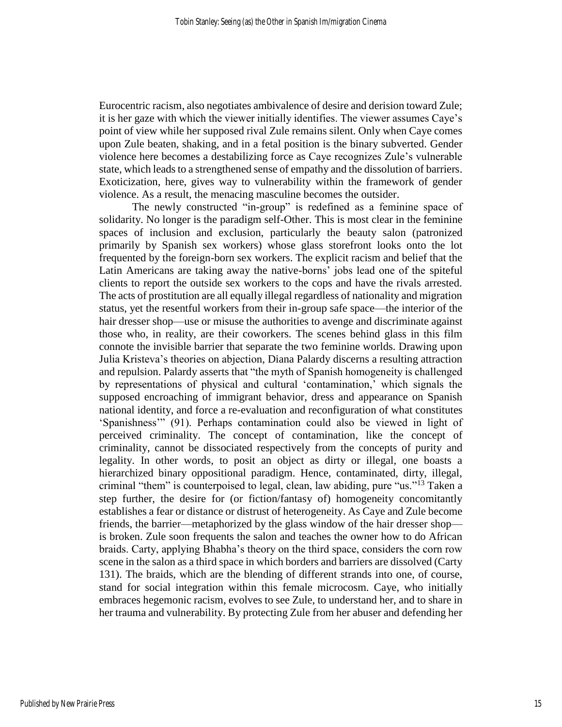Eurocentric racism, also negotiates ambivalence of desire and derision toward Zule; it is her gaze with which the viewer initially identifies. The viewer assumes Caye's point of view while her supposed rival Zule remains silent. Only when Caye comes upon Zule beaten, shaking, and in a fetal position is the binary subverted. Gender violence here becomes a destabilizing force as Caye recognizes Zule's vulnerable state, which leads to a strengthened sense of empathy and the dissolution of barriers. Exoticization, here, gives way to vulnerability within the framework of gender violence. As a result, the menacing masculine becomes the outsider.

The newly constructed "in-group" is redefined as a feminine space of solidarity. No longer is the paradigm self-Other. This is most clear in the feminine spaces of inclusion and exclusion, particularly the beauty salon (patronized primarily by Spanish sex workers) whose glass storefront looks onto the lot frequented by the foreign-born sex workers. The explicit racism and belief that the Latin Americans are taking away the native-borns' jobs lead one of the spiteful clients to report the outside sex workers to the cops and have the rivals arrested. The acts of prostitution are all equally illegal regardless of nationality and migration status, yet the resentful workers from their in-group safe space—the interior of the hair dresser shop—use or misuse the authorities to avenge and discriminate against those who, in reality, are their coworkers. The scenes behind glass in this film connote the invisible barrier that separate the two feminine worlds. Drawing upon Julia Kristeva's theories on abjection, Diana Palardy discerns a resulting attraction and repulsion. Palardy asserts that "the myth of Spanish homogeneity is challenged by representations of physical and cultural 'contamination,' which signals the supposed encroaching of immigrant behavior, dress and appearance on Spanish national identity, and force a re-evaluation and reconfiguration of what constitutes 'Spanishness'" (91). Perhaps contamination could also be viewed in light of perceived criminality. The concept of contamination, like the concept of criminality, cannot be dissociated respectively from the concepts of purity and legality. In other words, to posit an object as dirty or illegal, one boasts a hierarchized binary oppositional paradigm. Hence, contaminated, dirty, illegal, criminal "them" is counterpoised to legal, clean, law abiding, pure "us."[13] Taken a step further, the desire for (or fiction/fantasy of) homogeneity concomitantly establishes a fear or distance or distrust of heterogeneity. As Caye and Zule become friends, the barrier—metaphorized by the glass window of the hair dresser shop—is broken. Zule soon frequents the salon and teaches the owner how to do African braids. Carty, applying Bhabha's theory on the third space, considers the corn row scene in the salon as a third space in which borders and barriers are dissolved (Carty 131). The braids, which are the blending of different strands into one, of course, stand for social integration within this female microcosm. Caye, who initially embraces hegemonic racism, evolves to see Zule, to understand her, and to share in her trauma and vulnerability. By protecting Zule from her abuser and defending her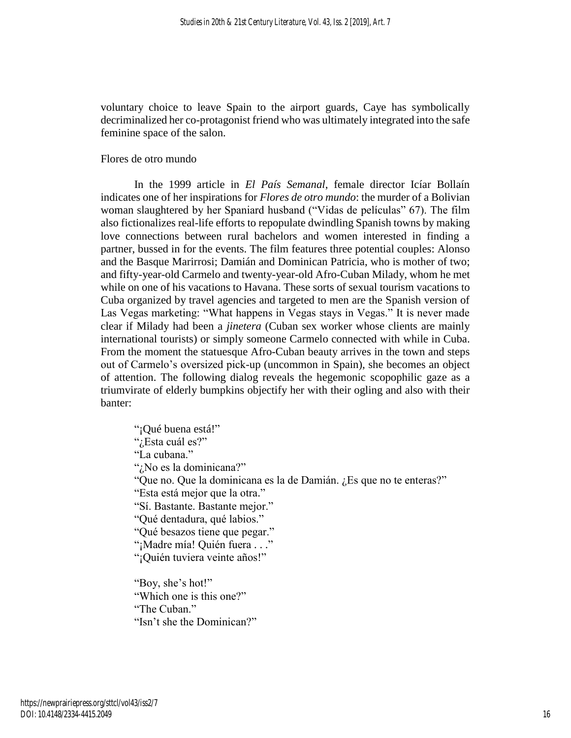voluntary choice to leave Spain to the airport guards, Caye has symbolically decriminalized her co-protagonist friend who was ultimately integrated into the safe feminine space of the salon.

## Flores de otro mundo

In the 1999 article in *El País Semanal*, female director Icíar Bollaín indicates one of her inspirations for *Flores de otro mundo*: the murder of a Bolivian woman slaughtered by her Spaniard husband ("Vidas de películas" 67). The film also fictionalizes real-life efforts to repopulate dwindling Spanish towns by making love connections between rural bachelors and women interested in finding a partner, bussed in for the events. The film features three potential couples: Alonso and the Basque Marirrosi; Damián and Dominican Patricia, who is mother of two; and fifty-year-old Carmelo and twenty-year-old Afro-Cuban Milady, whom he met while on one of his vacations to Havana. These sorts of sexual tourism vacations to Cuba organized by travel agencies and targeted to men are the Spanish version of Las Vegas marketing: "What happens in Vegas stays in Vegas." It is never made clear if Milady had been a *jinetera* (Cuban sex worker whose clients are mainly international tourists) or simply someone Carmelo connected with while in Cuba. From the moment the statuesque Afro-Cuban beauty arrives in the town and steps out of Carmelo's oversized pick-up (uncommon in Spain), she becomes an object of attention. The following dialog reveals the hegemonic scopophilic gaze as a triumvirate of elderly bumpkins objectify her with their ogling and also with their banter:

> "¡Qué buena está!"
> "¿Esta cuál es?"
> "La cubana."
> "¿No es la dominicana?"
> "Que no. Que la dominicana es la de Damián. ¿Es que no te enteras?"
> "Esta está mejor que la otra."
> "Sí. Bastante. Bastante mejor."
> "Qué dentadura, qué labios."
> "Qué besazos tiene que pegar."
> "¡Madre mía! Quién fuera . . ."
> "¡Quién tuviera veinte años!"
>
> "Boy, she's hot!"
> "Which one is this one?"
> "The Cuban."
> "Isn't she the Dominican?"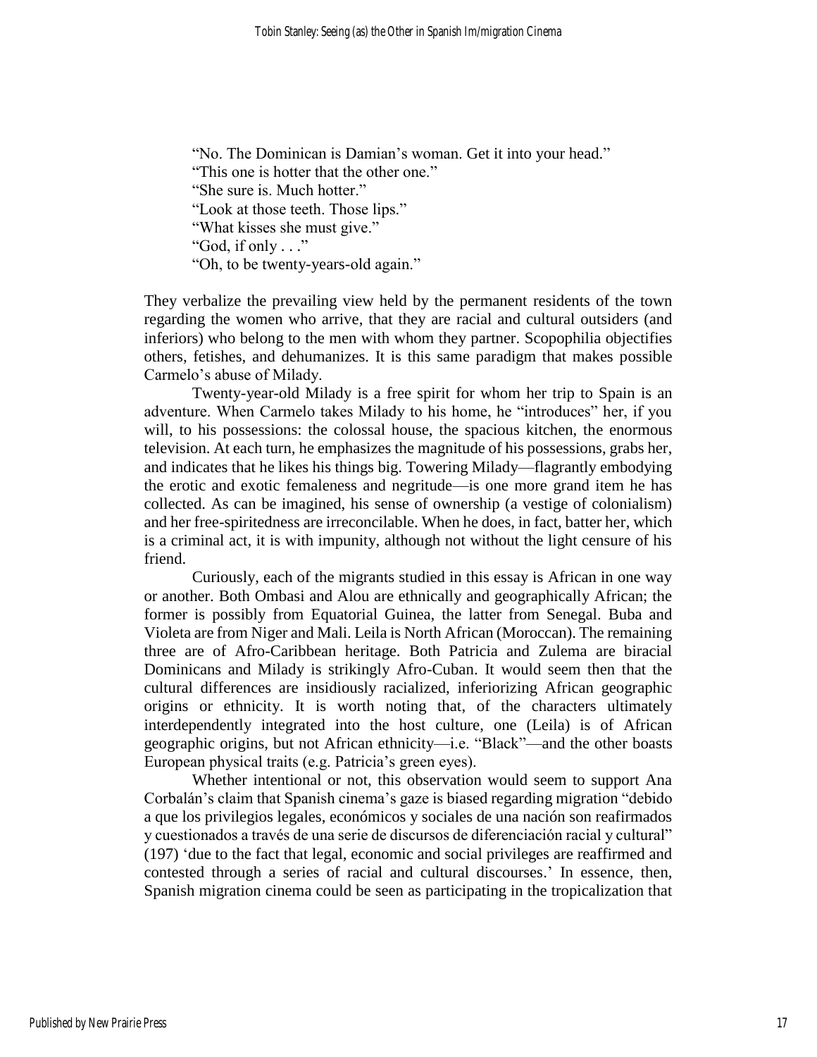"No. The Dominican is Damian's woman. Get it into your head."
"This one is hotter that the other one."
"She sure is. Much hotter."
"Look at those teeth. Those lips."
"What kisses she must give."
"God, if only . . ."
"Oh, to be twenty-years-old again."

They verbalize the prevailing view held by the permanent residents of the town regarding the women who arrive, that they are racial and cultural outsiders (and inferiors) who belong to the men with whom they partner. Scopophilia objectifies others, fetishes, and dehumanizes. It is this same paradigm that makes possible Carmelo's abuse of Milady.

Twenty-year-old Milady is a free spirit for whom her trip to Spain is an adventure. When Carmelo takes Milady to his home, he "introduces" her, if you will, to his possessions: the colossal house, the spacious kitchen, the enormous television. At each turn, he emphasizes the magnitude of his possessions, grabs her, and indicates that he likes his things big. Towering Milady—flagrantly embodying the erotic and exotic femaleness and negritude—is one more grand item he has collected. As can be imagined, his sense of ownership (a vestige of colonialism) and her free-spiritedness are irreconcilable. When he does, in fact, batter her, which is a criminal act, it is with impunity, although not without the light censure of his friend.

Curiously, each of the migrants studied in this essay is African in one way or another. Both Ombasi and Alou are ethnically and geographically African; the former is possibly from Equatorial Guinea, the latter from Senegal. Buba and Violeta are from Niger and Mali. Leila is North African (Moroccan). The remaining three are of Afro-Caribbean heritage. Both Patricia and Zulema are biracial Dominicans and Milady is strikingly Afro-Cuban. It would seem then that the cultural differences are insidiously racialized, inferiorizing African geographic origins or ethnicity. It is worth noting that, of the characters ultimately interdependently integrated into the host culture, one (Leila) is of African geographic origins, but not African ethnicity—i.e. "Black"—and the other boasts European physical traits (e.g. Patricia's green eyes).

Whether intentional or not, this observation would seem to support Ana Corbalán's claim that Spanish cinema's gaze is biased regarding migration "debido a que los privilegios legales, económicos y sociales de una nación son reafirmados y cuestionados a través de una serie de discursos de diferenciación racial y cultural" (197) 'due to the fact that legal, economic and social privileges are reaffirmed and contested through a series of racial and cultural discourses.' In essence, then, Spanish migration cinema could be seen as participating in the tropicalization that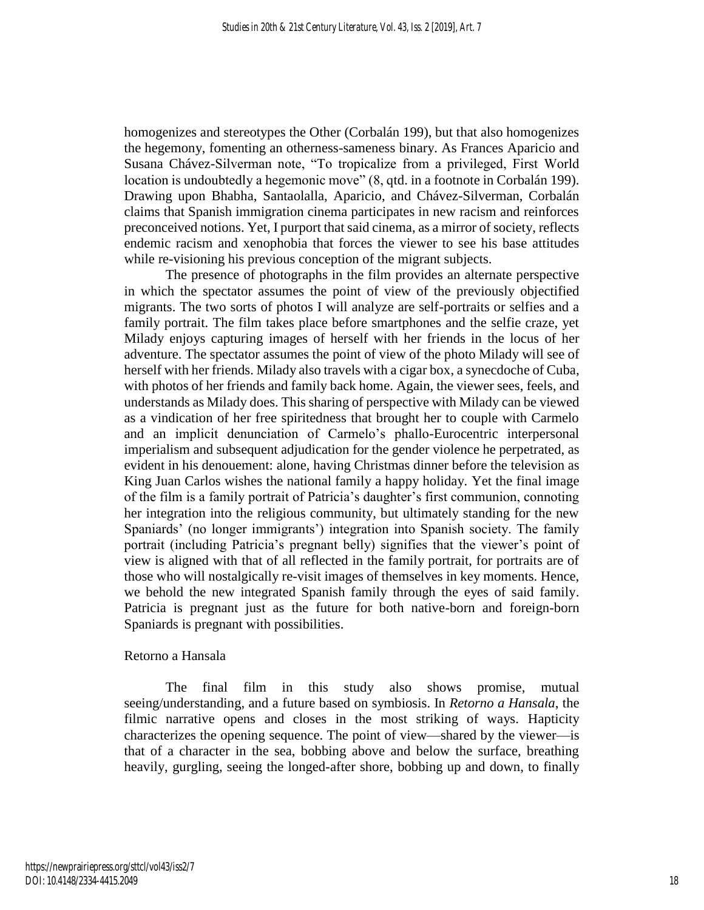homogenizes and stereotypes the Other (Corbalán 199), but that also homogenizes the hegemony, fomenting an otherness-sameness binary. As Frances Aparicio and Susana Chávez-Silverman note, "To tropicalize from a privileged, First World location is undoubtedly a hegemonic move" (8, qtd. in a footnote in Corbalán 199). Drawing upon Bhabha, Santaolalla, Aparicio, and Chávez-Silverman, Corbalán claims that Spanish immigration cinema participates in new racism and reinforces preconceived notions. Yet, I purport that said cinema, as a mirror of society, reflects endemic racism and xenophobia that forces the viewer to see his base attitudes while re-visioning his previous conception of the migrant subjects.

The presence of photographs in the film provides an alternate perspective in which the spectator assumes the point of view of the previously objectified migrants. The two sorts of photos I will analyze are self-portraits or selfies and a family portrait. The film takes place before smartphones and the selfie craze, yet Milady enjoys capturing images of herself with her friends in the locus of her adventure. The spectator assumes the point of view of the photo Milady will see of herself with her friends. Milady also travels with a cigar box, a synecdoche of Cuba, with photos of her friends and family back home. Again, the viewer sees, feels, and understands as Milady does. This sharing of perspective with Milady can be viewed as a vindication of her free spiritedness that brought her to couple with Carmelo and an implicit denunciation of Carmelo's phallo-Eurocentric interpersonal imperialism and subsequent adjudication for the gender violence he perpetrated, as evident in his denouement: alone, having Christmas dinner before the television as King Juan Carlos wishes the national family a happy holiday. Yet the final image of the film is a family portrait of Patricia's daughter's first communion, connoting her integration into the religious community, but ultimately standing for the new Spaniards' (no longer immigrants') integration into Spanish society. The family portrait (including Patricia's pregnant belly) signifies that the viewer's point of view is aligned with that of all reflected in the family portrait, for portraits are of those who will nostalgically re-visit images of themselves in key moments. Hence, we behold the new integrated Spanish family through the eyes of said family. Patricia is pregnant just as the future for both native-born and foreign-born Spaniards is pregnant with possibilities.

## Retorno a Hansala

The final film in this study also shows promise, mutual seeing/understanding, and a future based on symbiosis. In *Retorno a Hansala*, the filmic narrative opens and closes in the most striking of ways. Hapticity characterizes the opening sequence. The point of view—shared by the viewer—is that of a character in the sea, bobbing above and below the surface, breathing heavily, gurgling, seeing the longed-after shore, bobbing up and down, to finally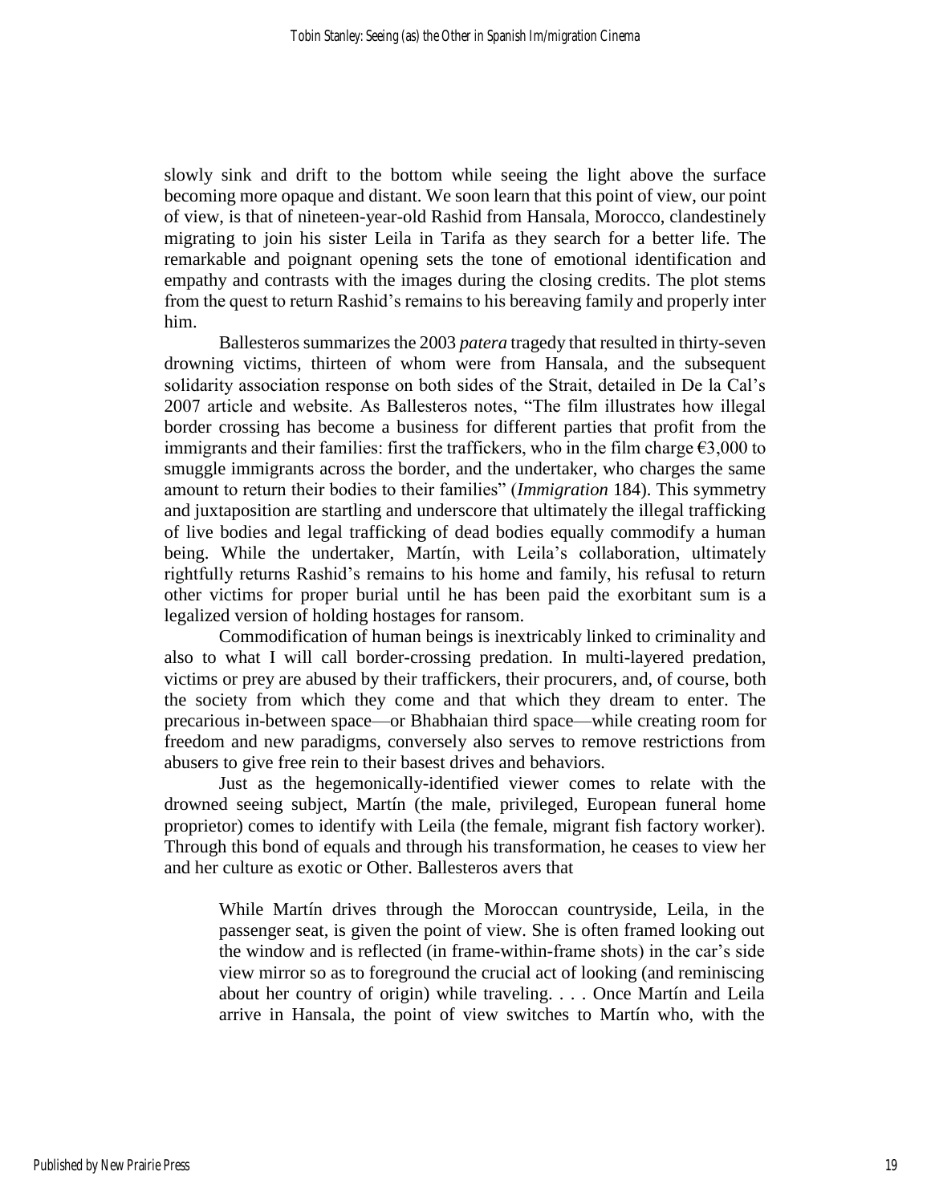slowly sink and drift to the bottom while seeing the light above the surface becoming more opaque and distant. We soon learn that this point of view, our point of view, is that of nineteen-year-old Rashid from Hansala, Morocco, clandestinely migrating to join his sister Leila in Tarifa as they search for a better life. The remarkable and poignant opening sets the tone of emotional identification and empathy and contrasts with the images during the closing credits. The plot stems from the quest to return Rashid's remains to his bereaving family and properly inter him.

Ballesteros summarizes the 2003 *patera* tragedy that resulted in thirty-seven drowning victims, thirteen of whom were from Hansala, and the subsequent solidarity association response on both sides of the Strait, detailed in De la Cal's 2007 article and website. As Ballesteros notes, "The film illustrates how illegal border crossing has become a business for different parties that profit from the immigrants and their families: first the traffickers, who in the film charge €3,000 to smuggle immigrants across the border, and the undertaker, who charges the same amount to return their bodies to their families" (*Immigration* 184). This symmetry and juxtaposition are startling and underscore that ultimately the illegal trafficking of live bodies and legal trafficking of dead bodies equally commodify a human being. While the undertaker, Martín, with Leila's collaboration, ultimately rightfully returns Rashid's remains to his home and family, his refusal to return other victims for proper burial until he has been paid the exorbitant sum is a legalized version of holding hostages for ransom.

Commodification of human beings is inextricably linked to criminality and also to what I will call border-crossing predation. In multi-layered predation, victims or prey are abused by their traffickers, their procurers, and, of course, both the society from which they come and that which they dream to enter. The precarious in-between space—or Bhabhaian third space—while creating room for freedom and new paradigms, conversely also serves to remove restrictions from abusers to give free rein to their basest drives and behaviors.

Just as the hegemonically-identified viewer comes to relate with the drowned seeing subject, Martín (the male, privileged, European funeral home proprietor) comes to identify with Leila (the female, migrant fish factory worker). Through this bond of equals and through his transformation, he ceases to view her and her culture as exotic or Other. Ballesteros avers that

> While Martín drives through the Moroccan countryside, Leila, in the passenger seat, is given the point of view. She is often framed looking out the window and is reflected (in frame-within-frame shots) in the car's side view mirror so as to foreground the crucial act of looking (and reminiscing about her country of origin) while traveling. . . . Once Martín and Leila arrive in Hansala, the point of view switches to Martín who, with the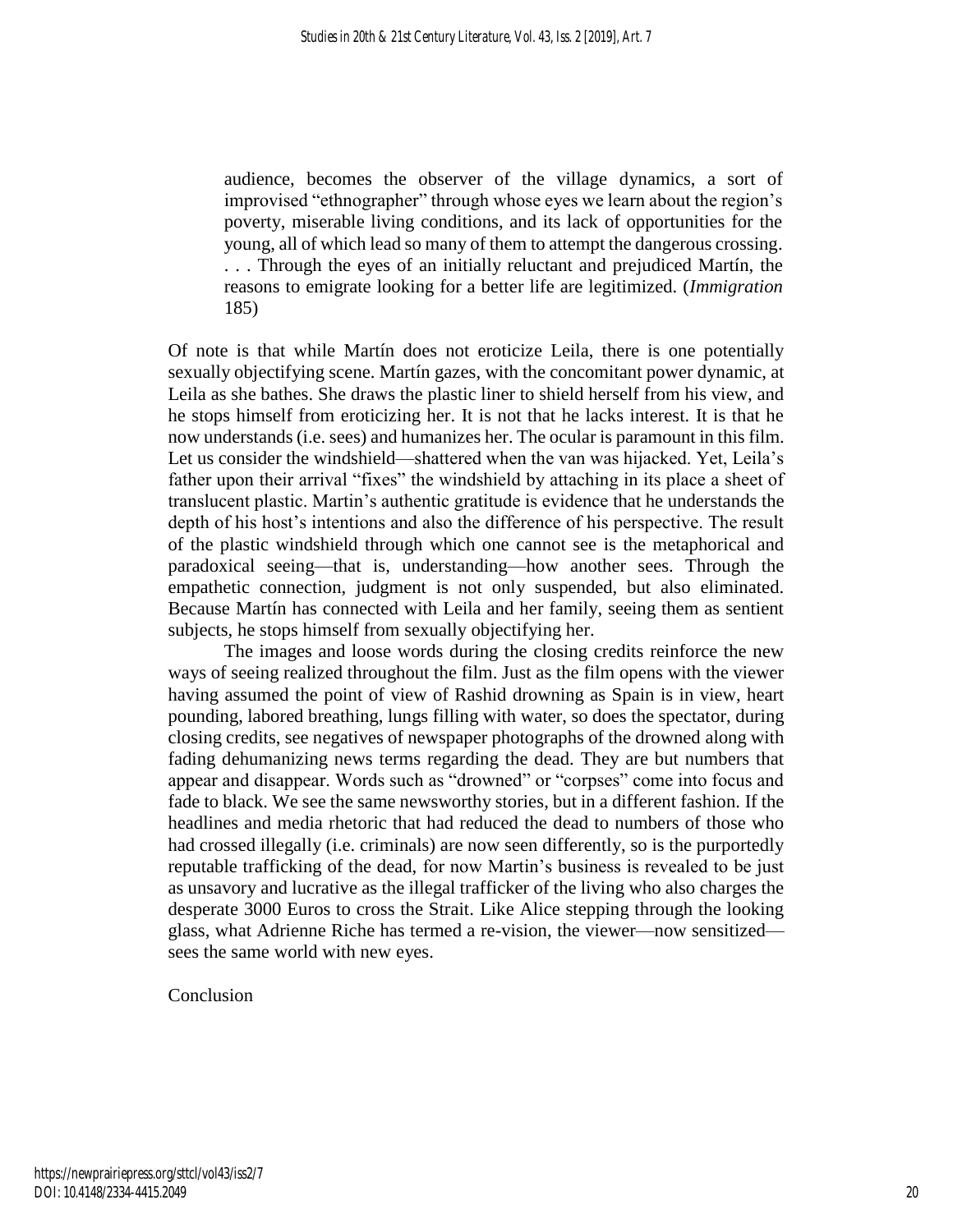> audience, becomes the observer of the village dynamics, a sort of improvised "ethnographer" through whose eyes we learn about the region's poverty, miserable living conditions, and its lack of opportunities for the young, all of which lead so many of them to attempt the dangerous crossing. . . . Through the eyes of an initially reluctant and prejudiced Martín, the reasons to emigrate looking for a better life are legitimized. (*Immigration* 185)

Of note is that while Martín does not eroticize Leila, there is one potentially sexually objectifying scene. Martín gazes, with the concomitant power dynamic, at Leila as she bathes. She draws the plastic liner to shield herself from his view, and he stops himself from eroticizing her. It is not that he lacks interest. It is that he now understands (i.e. sees) and humanizes her. The ocular is paramount in this film. Let us consider the windshield—shattered when the van was hijacked. Yet, Leila's father upon their arrival "fixes" the windshield by attaching in its place a sheet of translucent plastic. Martin's authentic gratitude is evidence that he understands the depth of his host's intentions and also the difference of his perspective. The result of the plastic windshield through which one cannot see is the metaphorical and paradoxical seeing—that is, understanding—how another sees. Through the empathetic connection, judgment is not only suspended, but also eliminated. Because Martín has connected with Leila and her family, seeing them as sentient subjects, he stops himself from sexually objectifying her.

The images and loose words during the closing credits reinforce the new ways of seeing realized throughout the film. Just as the film opens with the viewer having assumed the point of view of Rashid drowning as Spain is in view, heart pounding, labored breathing, lungs filling with water, so does the spectator, during closing credits, see negatives of newspaper photographs of the drowned along with fading dehumanizing news terms regarding the dead. They are but numbers that appear and disappear. Words such as "drowned" or "corpses" come into focus and fade to black. We see the same newsworthy stories, but in a different fashion. If the headlines and media rhetoric that had reduced the dead to numbers of those who had crossed illegally (i.e. criminals) are now seen differently, so is the purportedly reputable trafficking of the dead, for now Martin's business is revealed to be just as unsavory and lucrative as the illegal trafficker of the living who also charges the desperate 3000 Euros to cross the Strait. Like Alice stepping through the looking glass, what Adrienne Riche has termed a re-vision, the viewer—now sensitized—sees the same world with new eyes.

## Conclusion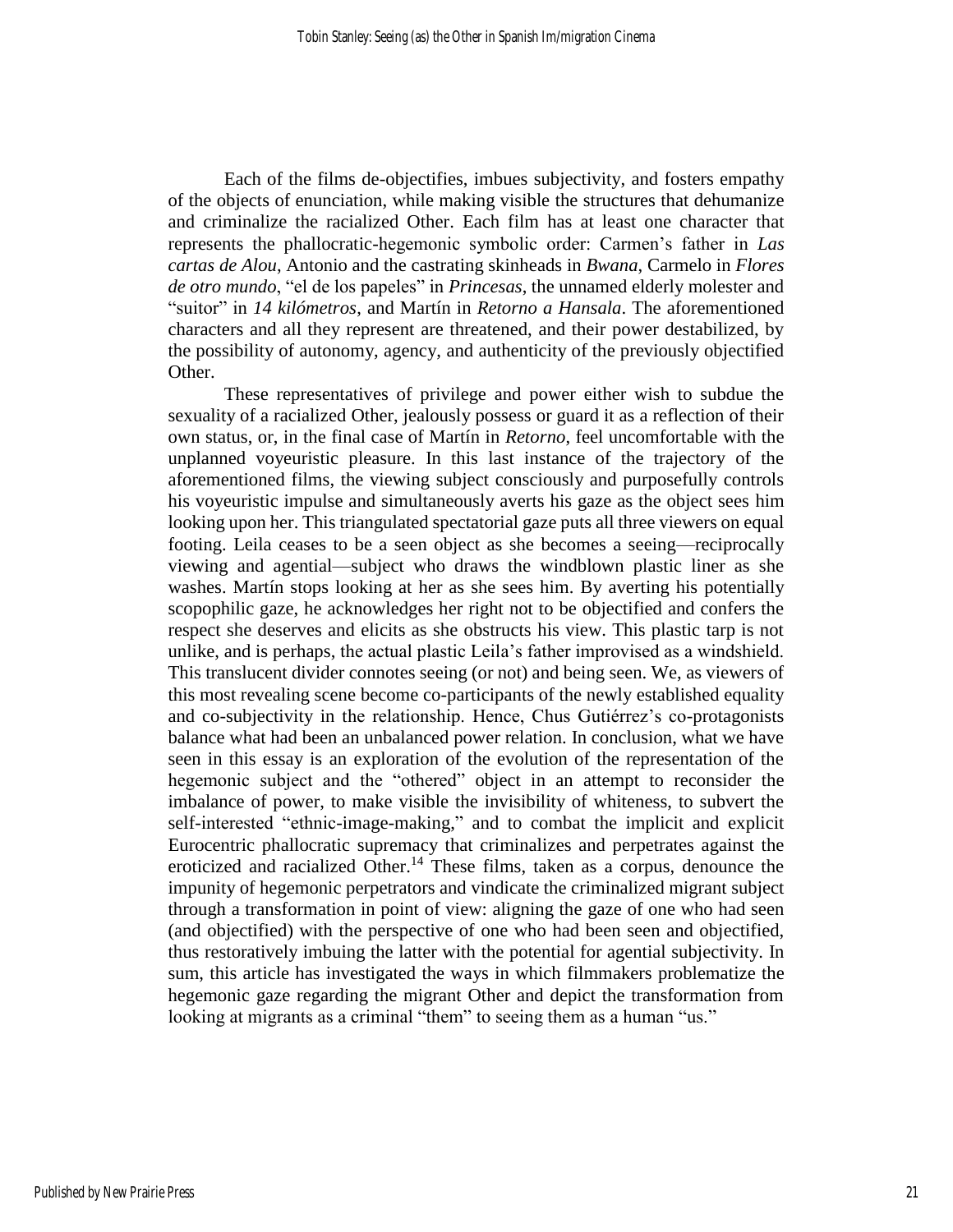Each of the films de-objectifies, imbues subjectivity, and fosters empathy of the objects of enunciation, while making visible the structures that dehumanize and criminalize the racialized Other. Each film has at least one character that represents the phallocratic-hegemonic symbolic order: Carmen's father in *Las cartas de Alou*, Antonio and the castrating skinheads in *Bwana*, Carmelo in *Flores de otro mundo*, "el de los papeles" in *Princesas*, the unnamed elderly molester and "suitor" in *14 kilómetros*, and Martín in *Retorno a Hansala*. The aforementioned characters and all they represent are threatened, and their power destabilized, by the possibility of autonomy, agency, and authenticity of the previously objectified Other.

These representatives of privilege and power either wish to subdue the sexuality of a racialized Other, jealously possess or guard it as a reflection of their own status, or, in the final case of Martín in *Retorno*, feel uncomfortable with the unplanned voyeuristic pleasure. In this last instance of the trajectory of the aforementioned films, the viewing subject consciously and purposefully controls his voyeuristic impulse and simultaneously averts his gaze as the object sees him looking upon her. This triangulated spectatorial gaze puts all three viewers on equal footing. Leila ceases to be a seen object as she becomes a seeing—reciprocally viewing and agential—subject who draws the windblown plastic liner as she washes. Martín stops looking at her as she sees him. By averting his potentially scopophilic gaze, he acknowledges her right not to be objectified and confers the respect she deserves and elicits as she obstructs his view. This plastic tarp is not unlike, and is perhaps, the actual plastic Leila's father improvised as a windshield. This translucent divider connotes seeing (or not) and being seen. We, as viewers of this most revealing scene become co-participants of the newly established equality and co-subjectivity in the relationship. Hence, Chus Gutiérrez's co-protagonists balance what had been an unbalanced power relation. In conclusion, what we have seen in this essay is an exploration of the evolution of the representation of the hegemonic subject and the "othered" object in an attempt to reconsider the imbalance of power, to make visible the invisibility of whiteness, to subvert the self-interested "ethnic-image-making," and to combat the implicit and explicit Eurocentric phallocratic supremacy that criminalizes and perpetrates against the eroticized and racialized Other.[14] These films, taken as a corpus, denounce the impunity of hegemonic perpetrators and vindicate the criminalized migrant subject through a transformation in point of view: aligning the gaze of one who had seen (and objectified) with the perspective of one who had been seen and objectified, thus restoratively imbuing the latter with the potential for agential subjectivity. In sum, this article has investigated the ways in which filmmakers problematize the hegemonic gaze regarding the migrant Other and depict the transformation from looking at migrants as a criminal "them" to seeing them as a human "us."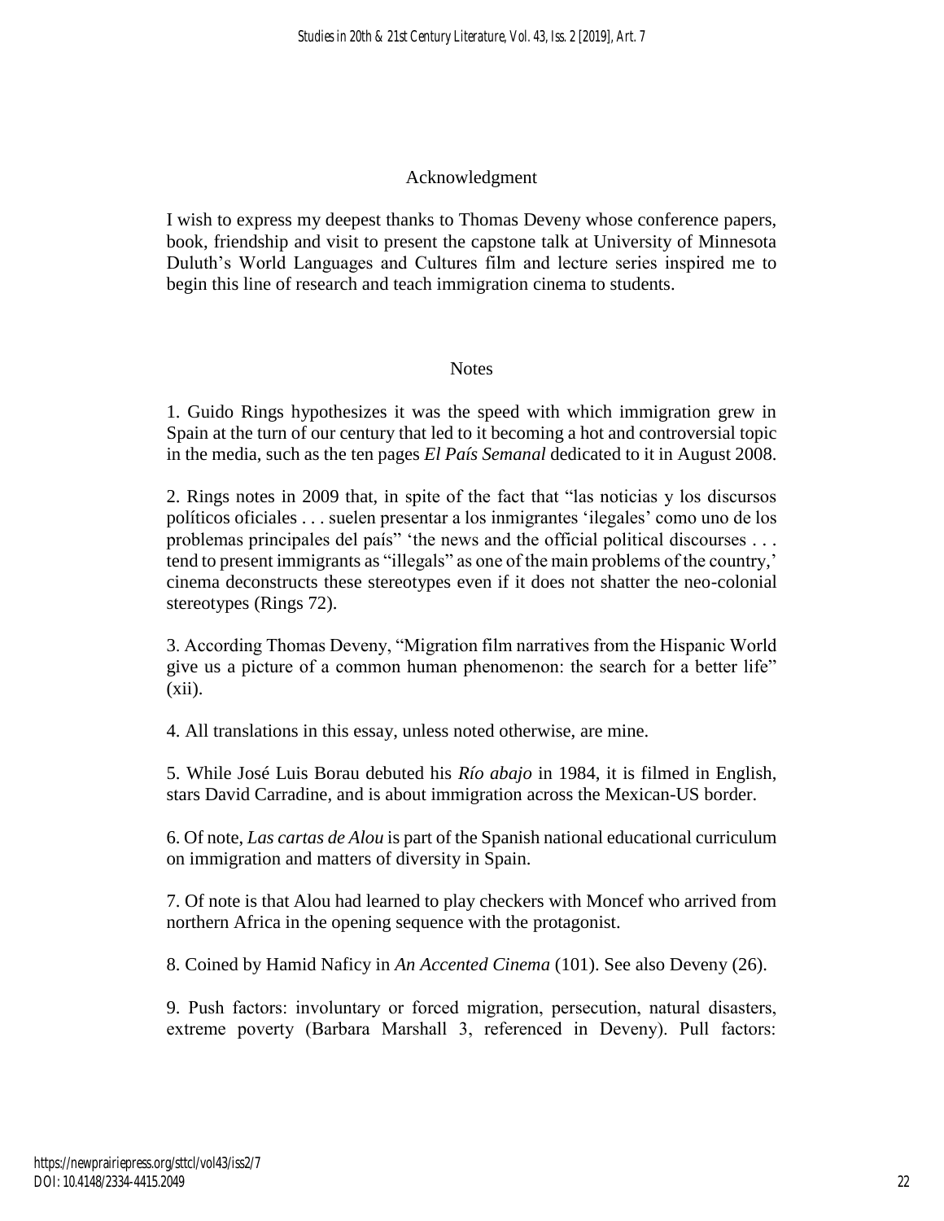## Acknowledgment

I wish to express my deepest thanks to Thomas Deveny whose conference papers, book, friendship and visit to present the capstone talk at University of Minnesota Duluth's World Languages and Cultures film and lecture series inspired me to begin this line of research and teach immigration cinema to students.

## Notes

1. Guido Rings hypothesizes it was the speed with which immigration grew in Spain at the turn of our century that led to it becoming a hot and controversial topic in the media, such as the ten pages *El País Semanal* dedicated to it in August 2008.

2. Rings notes in 2009 that, in spite of the fact that "las noticias y los discursos políticos oficiales . . . suelen presentar a los inmigrantes 'ilegales' como uno de los problemas principales del país" 'the news and the official political discourses . . . tend to present immigrants as "illegals" as one of the main problems of the country,' cinema deconstructs these stereotypes even if it does not shatter the neo-colonial stereotypes (Rings 72).

3. According Thomas Deveny, "Migration film narratives from the Hispanic World give us a picture of a common human phenomenon: the search for a better life" (xii).

4. All translations in this essay, unless noted otherwise, are mine.

5. While José Luis Borau debuted his *Río abajo* in 1984, it is filmed in English, stars David Carradine, and is about immigration across the Mexican-US border.

6. Of note, *Las cartas de Alou* is part of the Spanish national educational curriculum on immigration and matters of diversity in Spain.

7. Of note is that Alou had learned to play checkers with Moncef who arrived from northern Africa in the opening sequence with the protagonist.

8. Coined by Hamid Naficy in *An Accented Cinema* (101). See also Deveny (26).

9. Push factors: involuntary or forced migration, persecution, natural disasters, extreme poverty (Barbara Marshall 3, referenced in Deveny). Pull factors: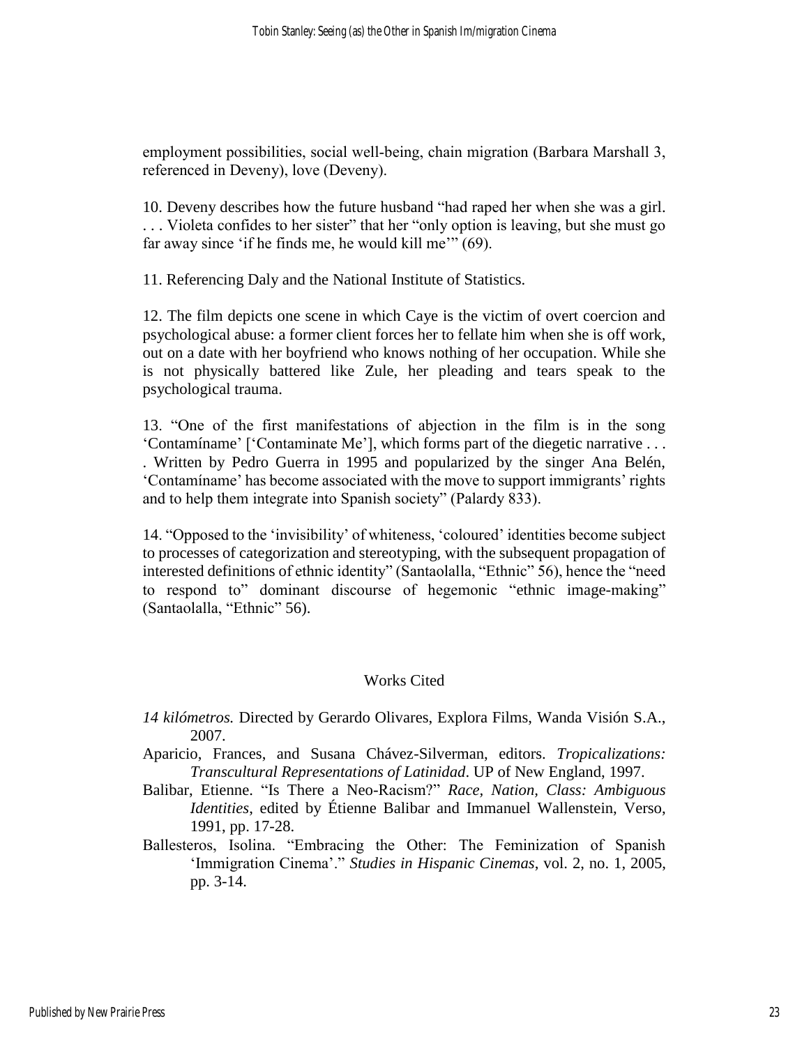employment possibilities, social well-being, chain migration (Barbara Marshall 3, referenced in Deveny), love (Deveny).

10. Deveny describes how the future husband "had raped her when she was a girl. . . . Violeta confides to her sister" that her "only option is leaving, but she must go far away since 'if he finds me, he would kill me'" (69).

11. Referencing Daly and the National Institute of Statistics.

12. The film depicts one scene in which Caye is the victim of overt coercion and psychological abuse: a former client forces her to fellate him when she is off work, out on a date with her boyfriend who knows nothing of her occupation. While she is not physically battered like Zule, her pleading and tears speak to the psychological trauma.

13. "One of the first manifestations of abjection in the film is in the song 'Contamíname' ['Contaminate Me'], which forms part of the diegetic narrative . . . . Written by Pedro Guerra in 1995 and popularized by the singer Ana Belén, 'Contamíname' has become associated with the move to support immigrants' rights and to help them integrate into Spanish society" (Palardy 833).

14. "Opposed to the 'invisibility' of whiteness, 'coloured' identities become subject to processes of categorization and stereotyping, with the subsequent propagation of interested definitions of ethnic identity" (Santaolalla, "Ethnic" 56), hence the "need to respond to" dominant discourse of hegemonic "ethnic image-making" (Santaolalla, "Ethnic" 56).

## Works Cited

*14 kilómetros.* Directed by Gerardo Olivares, Explora Films, Wanda Visión S.A., 2007.

Aparicio, Frances, and Susana Chávez-Silverman, editors. *Tropicalizations: Transcultural Representations of Latinidad*. UP of New England, 1997.

Balibar, Etienne. "Is There a Neo-Racism?" *Race, Nation, Class: Ambiguous Identities*, edited by Étienne Balibar and Immanuel Wallenstein, Verso, 1991, pp. 17-28.

Ballesteros, Isolina. "Embracing the Other: The Feminization of Spanish 'Immigration Cinema'." *Studies in Hispanic Cinemas*, vol. 2, no. 1, 2005, pp. 3-14.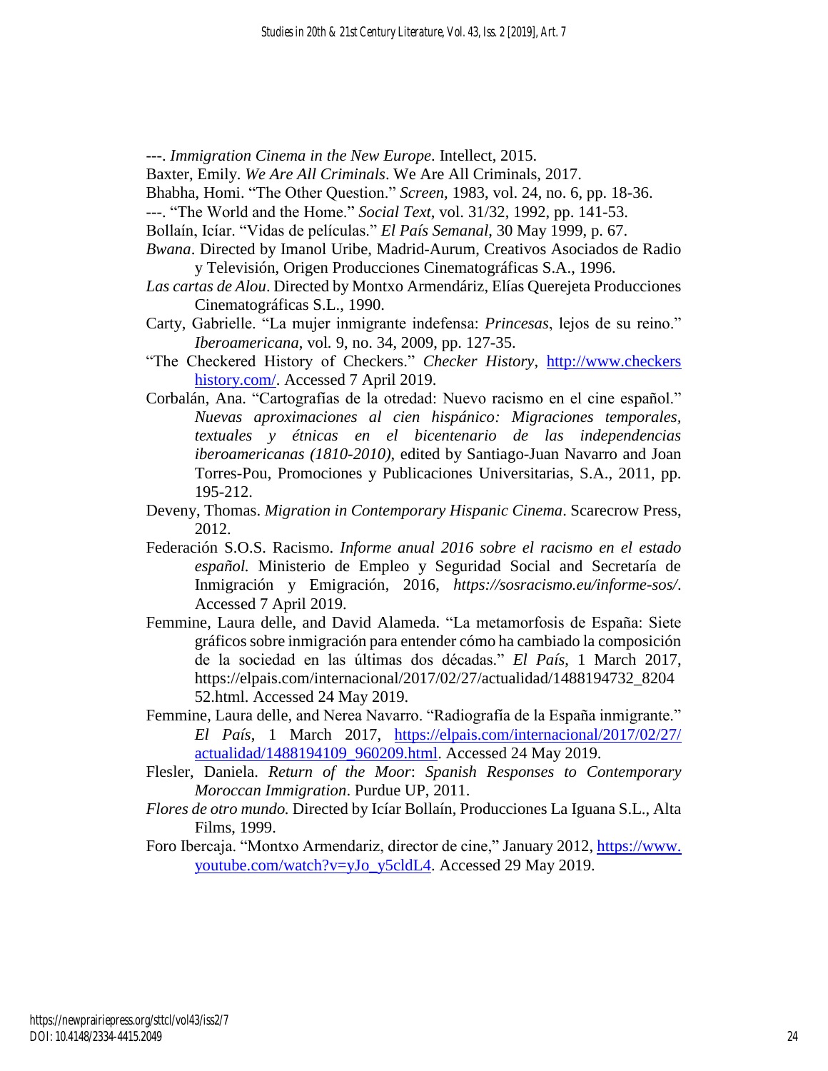---. *Immigration Cinema in the New Europe*. Intellect, 2015.

Baxter, Emily. *We Are All Criminals*. We Are All Criminals, 2017.

Bhabha, Homi. "The Other Question." *Screen*, 1983, vol. 24, no. 6, pp. 18-36.

---. "The World and the Home." *Social Text*, vol. 31/32, 1992, pp. 141-53.

Bollaín, Icíar. "Vidas de películas." *El País Semanal*, 30 May 1999, p. 67.

*Bwana*. Directed by Imanol Uribe, Madrid-Aurum, Creativos Asociados de Radio y Televisión, Origen Producciones Cinematográficas S.A., 1996.

*Las cartas de Alou*. Directed by Montxo Armendáriz, Elías Querejeta Producciones Cinematográficas S.L., 1990.

Carty, Gabrielle. "La mujer inmigrante indefensa: *Princesas*, lejos de su reino." *Iberoamericana*, vol. 9, no. 34, 2009, pp. 127-35.

"The Checkered History of Checkers." *Checker History*, http://www.checkershistory.com/. Accessed 7 April 2019.

Corbalán, Ana. "Cartografías de la otredad: Nuevo racismo en el cine español." *Nuevas aproximaciones al cien hispánico: Migraciones temporales, textuales y étnicas en el bicentenario de las independencias iberoamericanas (1810-2010)*, edited by Santiago-Juan Navarro and Joan Torres-Pou, Promociones y Publicaciones Universitarias, S.A., 2011, pp. 195-212.

Deveny, Thomas. *Migration in Contemporary Hispanic Cinema*. Scarecrow Press, 2012.

Federación S.O.S. Racismo. *Informe anual 2016 sobre el racismo en el estado español.* Ministerio de Empleo y Seguridad Social and Secretaría de Inmigración y Emigración, 2016, *https://sosracismo.eu/informe-sos/*. Accessed 7 April 2019.

Femmine, Laura delle, and David Alameda. "La metamorfosis de España: Siete gráficos sobre inmigración para entender cómo ha cambiado la composición de la sociedad en las últimas dos décadas." *El País*, 1 March 2017, https://elpais.com/internacional/2017/02/27/actualidad/1488194732_820452.html. Accessed 24 May 2019.

Femmine, Laura delle, and Nerea Navarro. "Radiografía de la España inmigrante." *El País*, 1 March 2017, https://elpais.com/internacional/2017/02/27/actualidad/1488194109_960209.html. Accessed 24 May 2019.

Flesler, Daniela. *Return of the Moor*: *Spanish Responses to Contemporary Moroccan Immigration*. Purdue UP, 2011.

*Flores de otro mundo.* Directed by Icíar Bollaín, Producciones La Iguana S.L., Alta Films, 1999.

Foro Ibercaja. "Montxo Armendariz, director de cine," January 2012, https://www.youtube.com/watch?v=yJo_y5cldL4. Accessed 29 May 2019.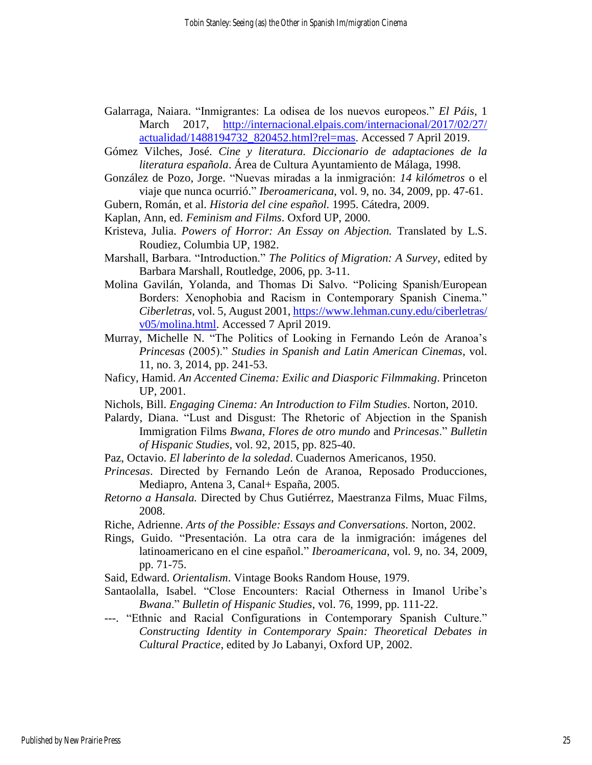Galarraga, Naiara. "Inmigrantes: La odisea de los nuevos europeos." *El Páis*, 1 March 2017, http://internacional.elpais.com/internacional/2017/02/27/actualidad/1488194732_820452.html?rel=mas. Accessed 7 April 2019.

Gómez Vilches, José. *Cine y literatura. Diccionario de adaptaciones de la literatura española*. Área de Cultura Ayuntamiento de Málaga, 1998.

González de Pozo, Jorge. "Nuevas miradas a la inmigración: *14 kilómetros* o el viaje que nunca ocurrió." *Iberoamericana*, vol. 9, no. 34, 2009, pp. 47-61.

Gubern, Román, et al. *Historia del cine español.* 1995. Cátedra, 2009.

Kaplan, Ann, ed. *Feminism and Films*. Oxford UP, 2000.

Kristeva, Julia. *Powers of Horror: An Essay on Abjection.* Translated by L.S. Roudiez, Columbia UP, 1982.

Marshall, Barbara. "Introduction." *The Politics of Migration: A Survey*, edited by Barbara Marshall, Routledge, 2006, pp. 3-11.

Molina Gavilán, Yolanda, and Thomas Di Salvo. "Policing Spanish/European Borders: Xenophobia and Racism in Contemporary Spanish Cinema." *Ciberletras*, vol. 5, August 2001, https://www.lehman.cuny.edu/ciberletras/v05/molina.html. Accessed 7 April 2019.

Murray, Michelle N. "The Politics of Looking in Fernando León de Aranoa's *Princesas* (2005)." *Studies in Spanish and Latin American Cinemas*, vol. 11, no. 3, 2014, pp. 241-53.

Naficy, Hamid. *An Accented Cinema: Exilic and Diasporic Filmmaking*. Princeton UP, 2001.

Nichols, Bill. *Engaging Cinema: An Introduction to Film Studies*. Norton, 2010.

Palardy, Diana. "Lust and Disgust: The Rhetoric of Abjection in the Spanish Immigration Films *Bwana*, *Flores de otro mundo* and *Princesas*." *Bulletin of Hispanic Studies*, vol. 92, 2015, pp. 825-40.

Paz, Octavio. *El laberinto de la soledad*. Cuadernos Americanos, 1950.

*Princesas*. Directed by Fernando León de Aranoa, Reposado Producciones, Mediapro, Antena 3, Canal+ España, 2005.

*Retorno a Hansala.* Directed by Chus Gutiérrez, Maestranza Films, Muac Films, 2008.

Riche, Adrienne. *Arts of the Possible: Essays and Conversations*. Norton, 2002.

Rings, Guido. "Presentación. La otra cara de la inmigración: imágenes del latinoamericano en el cine español." *Iberoamericana*, vol. 9, no. 34, 2009, pp. 71-75.

Said, Edward. *Orientalism*. Vintage Books Random House, 1979.

Santaolalla, Isabel. "Close Encounters: Racial Otherness in Imanol Uribe's *Bwana*." *Bulletin of Hispanic Studies*, vol. 76, 1999, pp. 111-22.

---. "Ethnic and Racial Configurations in Contemporary Spanish Culture." *Constructing Identity in Contemporary Spain: Theoretical Debates in Cultural Practice*, edited by Jo Labanyi, Oxford UP, 2002.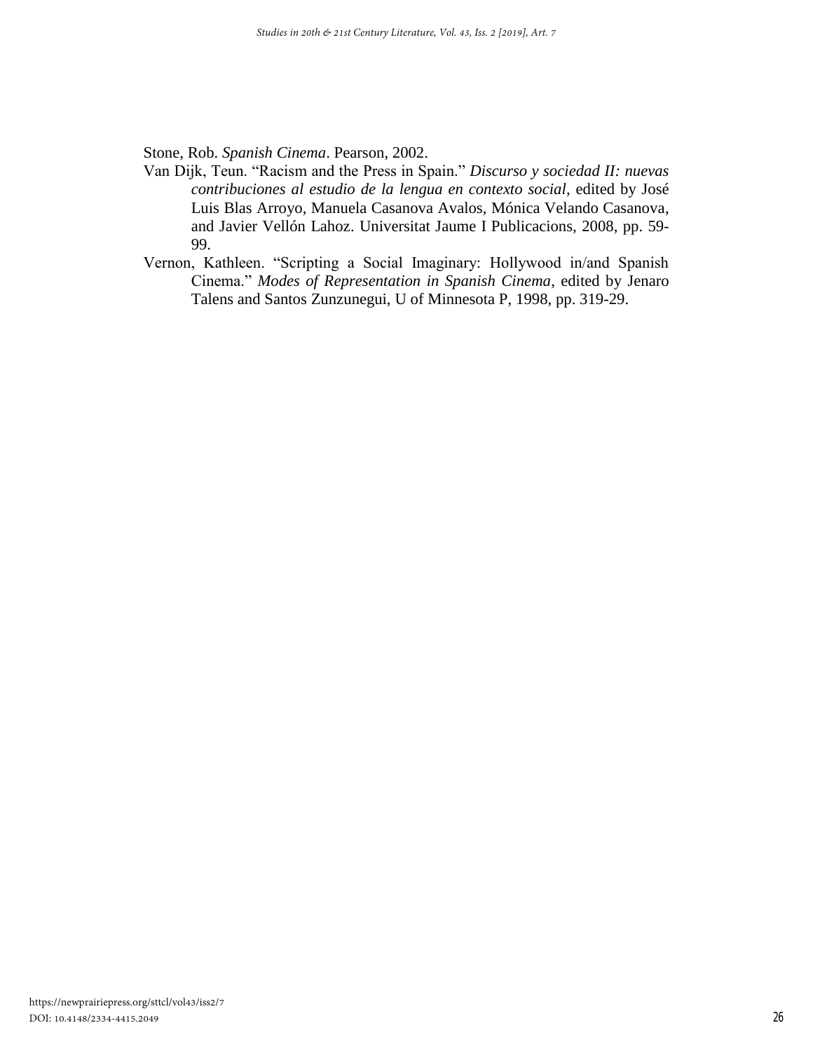Stone, Rob. *Spanish Cinema*. Pearson, 2002.

Van Dijk, Teun. "Racism and the Press in Spain." *Discurso y sociedad II: nuevas contribuciones al estudio de la lengua en contexto social*, edited by José Luis Blas Arroyo, Manuela Casanova Avalos, Mónica Velando Casanova, and Javier Vellón Lahoz. Universitat Jaume I Publicacions, 2008, pp. 59-99.

Vernon, Kathleen. "Scripting a Social Imaginary: Hollywood in/and Spanish Cinema." *Modes of Representation in Spanish Cinema*, edited by Jenaro Talens and Santos Zunzunegui, U of Minnesota P, 1998, pp. 319-29.